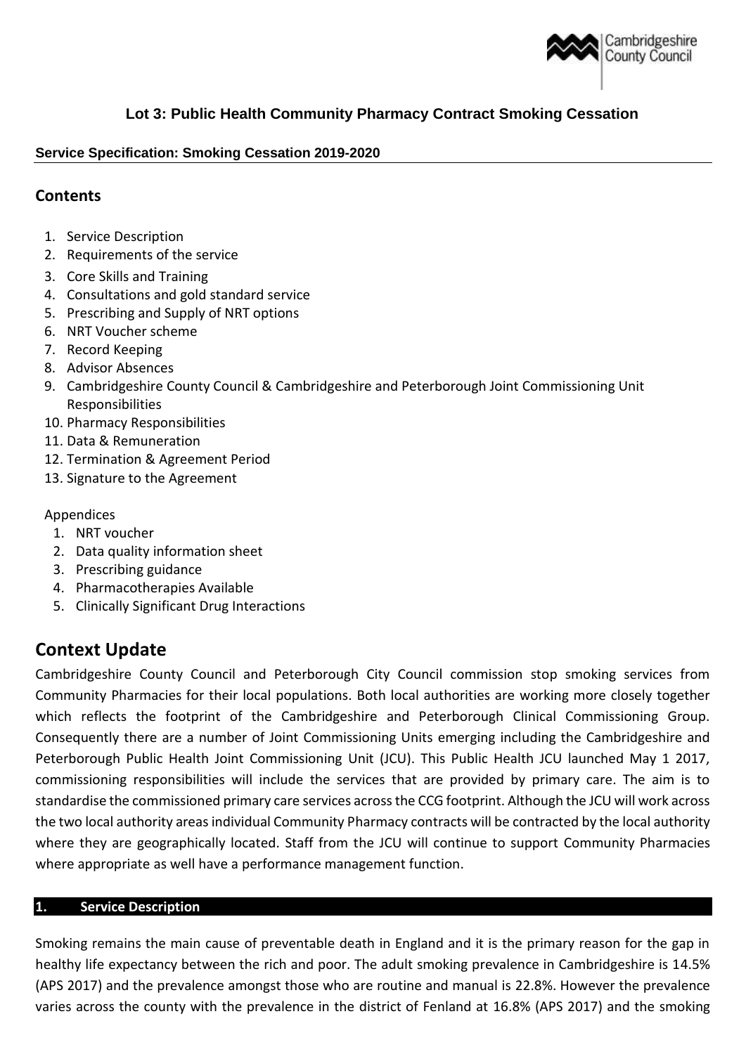# Lot 3: Public Health Community Pharmacy Contract Smoking Cessation

**Service Specification: Smoking Cessation 2019-2020**

## Contents

1. Service Description
2. Requirements of the service
3. Core Skills and Training
4. Consultations and gold standard service
5. Prescribing and Supply of NRT options
6. NRT Voucher scheme
7. Record Keeping
8. Advisor Absences
9. Cambridgeshire County Council & Cambridgeshire and Peterborough Joint Commissioning Unit Responsibilities
10. Pharmacy Responsibilities
11. Data & Remuneration
12. Termination & Agreement Period
13. Signature to the Agreement

Appendices

1. NRT voucher
2. Data quality information sheet
3. Prescribing guidance
4. Pharmacotherapies Available
5. Clinically Significant Drug Interactions

## Context Update

Cambridgeshire County Council and Peterborough City Council commission stop smoking services from Community Pharmacies for their local populations. Both local authorities are working more closely together which reflects the footprint of the Cambridgeshire and Peterborough Clinical Commissioning Group. Consequently there are a number of Joint Commissioning Units emerging including the Cambridgeshire and Peterborough Public Health Joint Commissioning Unit (JCU). This Public Health JCU launched May 1 2017, commissioning responsibilities will include the services that are provided by primary care. The aim is to standardise the commissioned primary care services across the CCG footprint. Although the JCU will work across the two local authority areas individual Community Pharmacy contracts will be contracted by the local authority where they are geographically located. Staff from the JCU will continue to support Community Pharmacies where appropriate as well have a performance management function.

## 1. Service Description

Smoking remains the main cause of preventable death in England and it is the primary reason for the gap in healthy life expectancy between the rich and poor. The adult smoking prevalence in Cambridgeshire is 14.5% (APS 2017) and the prevalence amongst those who are routine and manual is 22.8%. However the prevalence varies across the county with the prevalence in the district of Fenland at 16.8% (APS 2017) and the smoking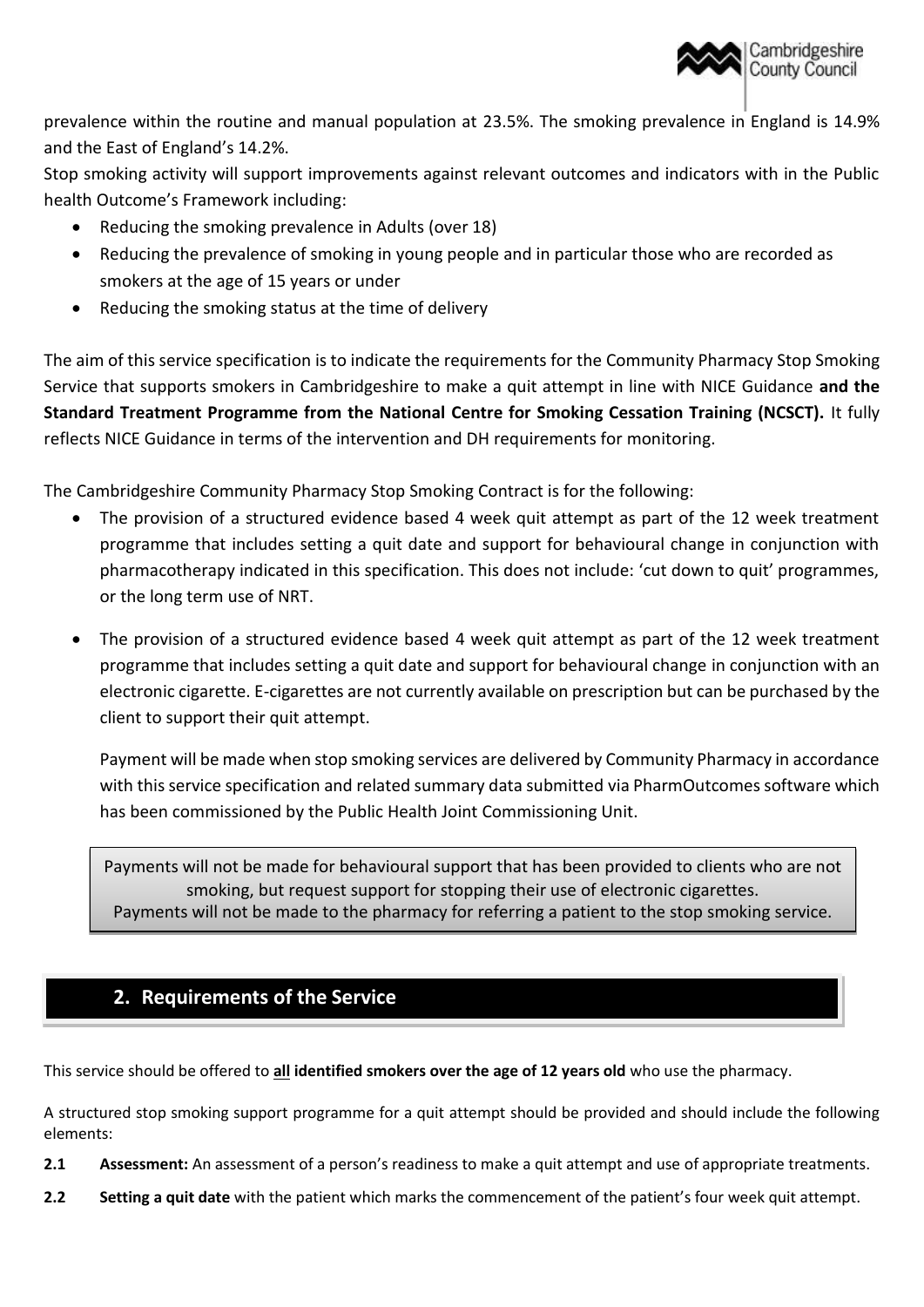prevalence within the routine and manual population at 23.5%. The smoking prevalence in England is 14.9% and the East of England's 14.2%.

Stop smoking activity will support improvements against relevant outcomes and indicators with in the Public health Outcome's Framework including:

- Reducing the smoking prevalence in Adults (over 18)
- Reducing the prevalence of smoking in young people and in particular those who are recorded as smokers at the age of 15 years or under
- Reducing the smoking status at the time of delivery

The aim of this service specification is to indicate the requirements for the Community Pharmacy Stop Smoking Service that supports smokers in Cambridgeshire to make a quit attempt in line with NICE Guidance **and the Standard Treatment Programme from the National Centre for Smoking Cessation Training (NCSCT).** It fully reflects NICE Guidance in terms of the intervention and DH requirements for monitoring.

The Cambridgeshire Community Pharmacy Stop Smoking Contract is for the following:

- The provision of a structured evidence based 4 week quit attempt as part of the 12 week treatment programme that includes setting a quit date and support for behavioural change in conjunction with pharmacotherapy indicated in this specification. This does not include: 'cut down to quit' programmes, or the long term use of NRT.

- The provision of a structured evidence based 4 week quit attempt as part of the 12 week treatment programme that includes setting a quit date and support for behavioural change in conjunction with an electronic cigarette. E-cigarettes are not currently available on prescription but can be purchased by the client to support their quit attempt.

  Payment will be made when stop smoking services are delivered by Community Pharmacy in accordance with this service specification and related summary data submitted via PharmOutcomes software which has been commissioned by the Public Health Joint Commissioning Unit.

> Payments will not be made for behavioural support that has been provided to clients who are not smoking, but request support for stopping their use of electronic cigarettes.
> Payments will not be made to the pharmacy for referring a patient to the stop smoking service.

## 2. Requirements of the Service

This service should be offered to **all identified smokers over the age of 12 years old** who use the pharmacy.

A structured stop smoking support programme for a quit attempt should be provided and should include the following elements:

**2.1** **Assessment:** An assessment of a person's readiness to make a quit attempt and use of appropriate treatments.

**2.2** **Setting a quit date** with the patient which marks the commencement of the patient's four week quit attempt.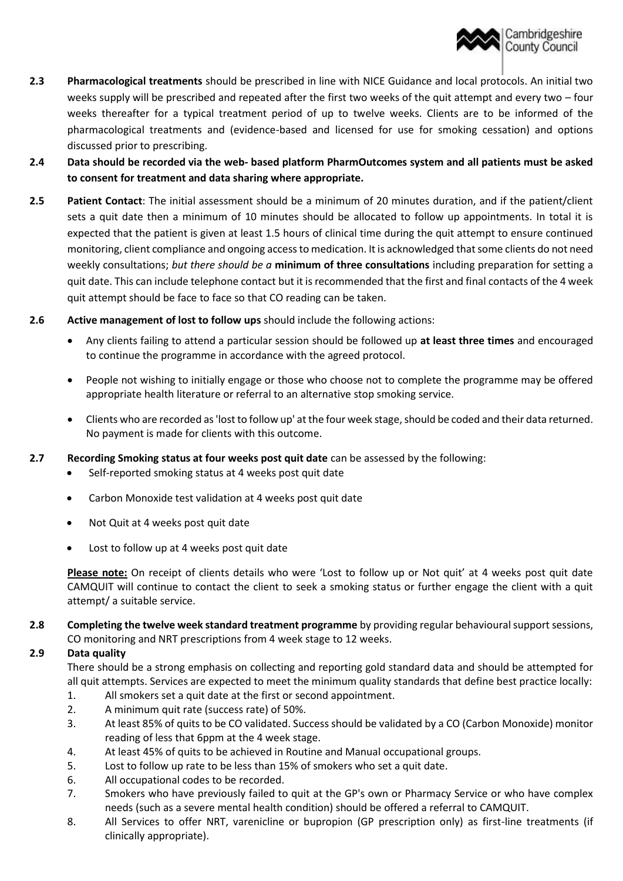**2.3** **Pharmacological treatments** should be prescribed in line with NICE Guidance and local protocols. An initial two weeks supply will be prescribed and repeated after the first two weeks of the quit attempt and every two – four weeks thereafter for a typical treatment period of up to twelve weeks. Clients are to be informed of the pharmacological treatments and (evidence-based and licensed for use for smoking cessation) and options discussed prior to prescribing.

**2.4** **Data should be recorded via the web- based platform PharmOutcomes system and all patients must be asked to consent for treatment and data sharing where appropriate.**

**2.5** **Patient Contact**: The initial assessment should be a minimum of 20 minutes duration, and if the patient/client sets a quit date then a minimum of 10 minutes should be allocated to follow up appointments. In total it is expected that the patient is given at least 1.5 hours of clinical time during the quit attempt to ensure continued monitoring, client compliance and ongoing access to medication. It is acknowledged that some clients do not need weekly consultations; *but there should be a* **minimum of three consultations** including preparation for setting a quit date. This can include telephone contact but it is recommended that the first and final contacts of the 4 week quit attempt should be face to face so that CO reading can be taken.

**2.6** **Active management of lost to follow ups** should include the following actions:

- Any clients failing to attend a particular session should be followed up **at least three times** and encouraged to continue the programme in accordance with the agreed protocol.
- People not wishing to initially engage or those who choose not to complete the programme may be offered appropriate health literature or referral to an alternative stop smoking service.
- Clients who are recorded as 'lost to follow up' at the four week stage, should be coded and their data returned. No payment is made for clients with this outcome.

**2.7** **Recording Smoking status at four weeks post quit date** can be assessed by the following:

- Self-reported smoking status at 4 weeks post quit date
- Carbon Monoxide test validation at 4 weeks post quit date
- Not Quit at 4 weeks post quit date
- Lost to follow up at 4 weeks post quit date

**Please note:** On receipt of clients details who were 'Lost to follow up or Not quit' at 4 weeks post quit date CAMQUIT will continue to contact the client to seek a smoking status or further engage the client with a quit attempt/ a suitable service.

**2.8** **Completing the twelve week standard treatment programme** by providing regular behavioural support sessions, CO monitoring and NRT prescriptions from 4 week stage to 12 weeks.

**2.9** **Data quality**

There should be a strong emphasis on collecting and reporting gold standard data and should be attempted for all quit attempts. Services are expected to meet the minimum quality standards that define best practice locally:

1. All smokers set a quit date at the first or second appointment.
2. A minimum quit rate (success rate) of 50%.
3. At least 85% of quits to be CO validated. Success should be validated by a CO (Carbon Monoxide) monitor reading of less that 6ppm at the 4 week stage.
4. At least 45% of quits to be achieved in Routine and Manual occupational groups.
5. Lost to follow up rate to be less than 15% of smokers who set a quit date.
6. All occupational codes to be recorded.
7. Smokers who have previously failed to quit at the GP's own or Pharmacy Service or who have complex needs (such as a severe mental health condition) should be offered a referral to CAMQUIT.
8. All Services to offer NRT, varenicline or bupropion (GP prescription only) as first-line treatments (if clinically appropriate).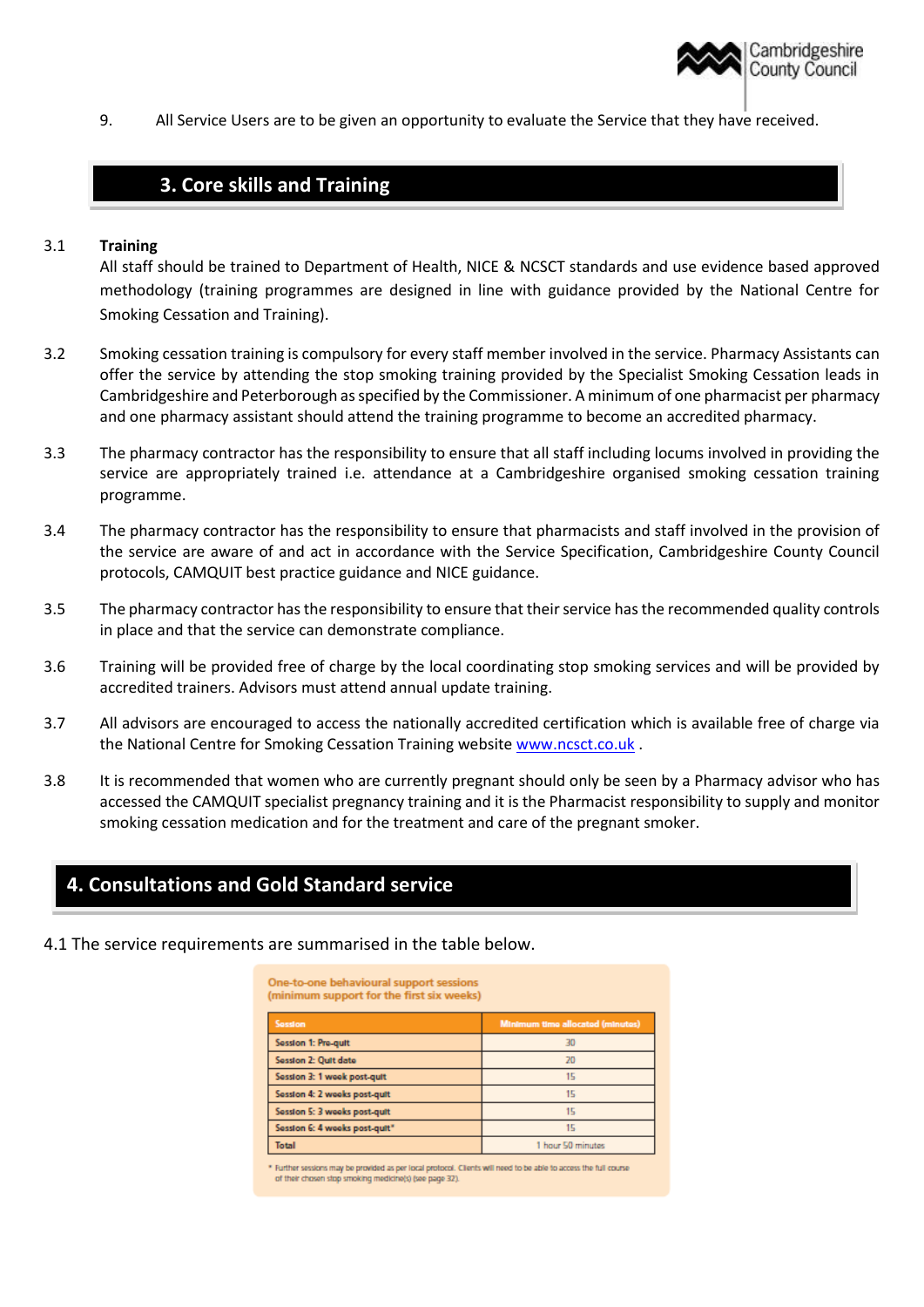9. All Service Users are to be given an opportunity to evaluate the Service that they have received.

## 3. Core skills and Training

3.1 **Training**

All staff should be trained to Department of Health, NICE & NCSCT standards and use evidence based approved methodology (training programmes are designed in line with guidance provided by the National Centre for Smoking Cessation and Training).

3.2 Smoking cessation training is compulsory for every staff member involved in the service. Pharmacy Assistants can offer the service by attending the stop smoking training provided by the Specialist Smoking Cessation leads in Cambridgeshire and Peterborough as specified by the Commissioner. A minimum of one pharmacist per pharmacy and one pharmacy assistant should attend the training programme to become an accredited pharmacy.

3.3 The pharmacy contractor has the responsibility to ensure that all staff including locums involved in providing the service are appropriately trained i.e. attendance at a Cambridgeshire organised smoking cessation training programme.

3.4 The pharmacy contractor has the responsibility to ensure that pharmacists and staff involved in the provision of the service are aware of and act in accordance with the Service Specification, Cambridgeshire County Council protocols, CAMQUIT best practice guidance and NICE guidance.

3.5 The pharmacy contractor has the responsibility to ensure that their service has the recommended quality controls in place and that the service can demonstrate compliance.

3.6 Training will be provided free of charge by the local coordinating stop smoking services and will be provided by accredited trainers. Advisors must attend annual update training.

3.7 All advisors are encouraged to access the nationally accredited certification which is available free of charge via the National Centre for Smoking Cessation Training website www.ncsct.co.uk .

3.8 It is recommended that women who are currently pregnant should only be seen by a Pharmacy advisor who has accessed the CAMQUIT specialist pregnancy training and it is the Pharmacist responsibility to supply and monitor smoking cessation medication and for the treatment and care of the pregnant smoker.

## 4. Consultations and Gold Standard service

4.1 The service requirements are summarised in the table below.

**One-to-one behavioural support sessions (minimum support for the first six weeks)**

| Session | Minimum time allocated (minutes) |
|---|---|
| Session 1: Pre-quit | 30 |
| Session 2: Quit date | 20 |
| Session 3: 1 week post-quit | 15 |
| Session 4: 2 weeks post-quit | 15 |
| Session 5: 3 weeks post-quit | 15 |
| Session 6: 4 weeks post-quit* | 15 |
| Total | 1 hour 50 minutes |

* Further sessions may be provided as per local protocol. Clients will need to be able to access the full course of their chosen stop smoking medicine(s) (see page 32).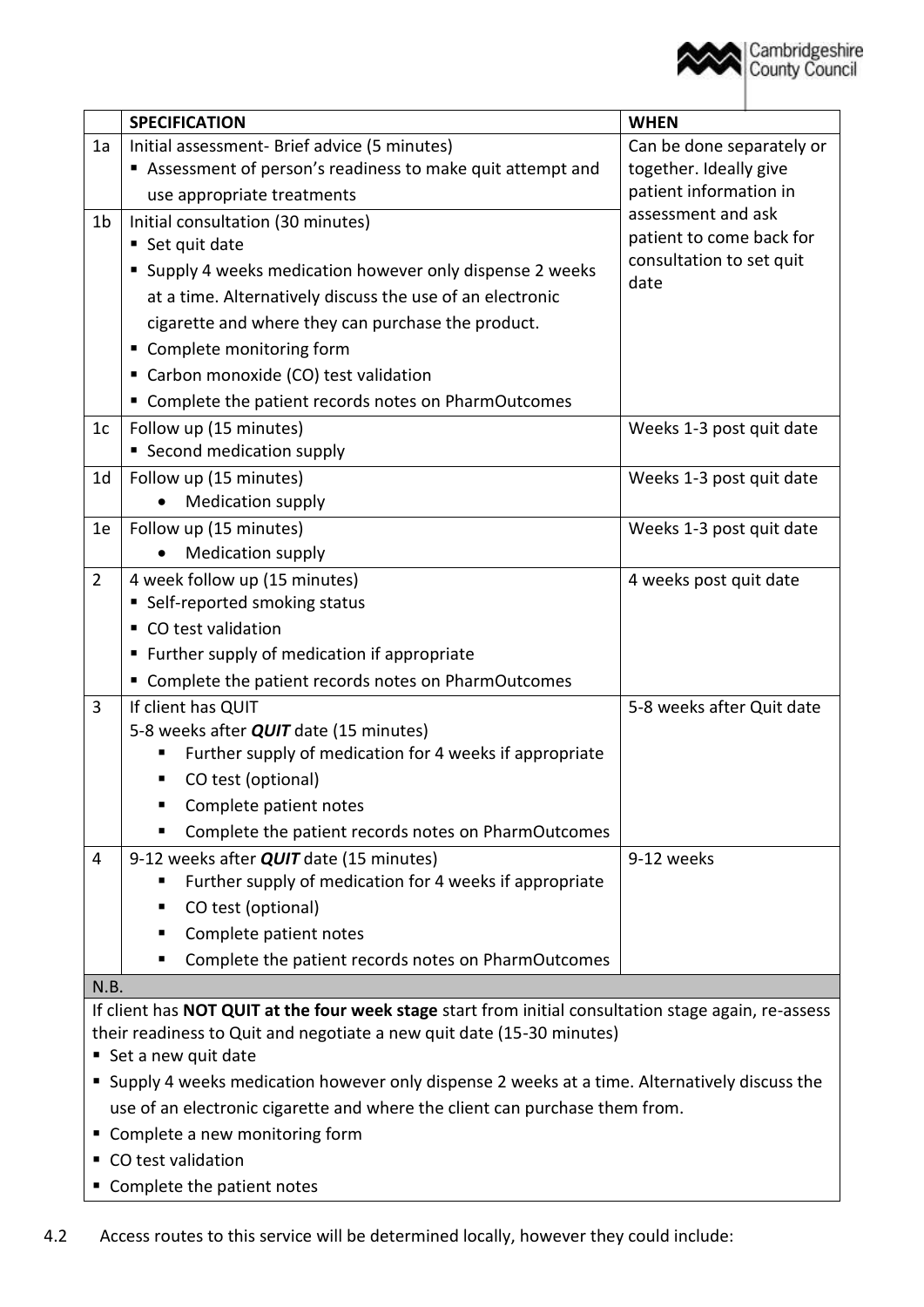| | SPECIFICATION | WHEN |
|---|---|---|
| 1a | Initial assessment- Brief advice (5 minutes)<br>▪ Assessment of person's readiness to make quit attempt and use appropriate treatments | Can be done separately or together. Ideally give patient information in assessment and ask patient to come back for consultation to set quit date |
| 1b | Initial consultation (30 minutes)<br>▪ Set quit date<br>▪ Supply 4 weeks medication however only dispense 2 weeks at a time. Alternatively discuss the use of an electronic cigarette and where they can purchase the product.<br>▪ Complete monitoring form<br>▪ Carbon monoxide (CO) test validation<br>▪ Complete the patient records notes on PharmOutcomes | |
| 1c | Follow up (15 minutes)<br>▪ Second medication supply | Weeks 1-3 post quit date |
| 1d | Follow up (15 minutes)<br>• Medication supply | Weeks 1-3 post quit date |
| 1e | Follow up (15 minutes)<br>• Medication supply | Weeks 1-3 post quit date |
| 2 | 4 week follow up (15 minutes)<br>▪ Self-reported smoking status<br>▪ CO test validation<br>▪ Further supply of medication if appropriate<br>▪ Complete the patient records notes on PharmOutcomes | 4 weeks post quit date |
| 3 | If client has QUIT<br>5-8 weeks after ***QUIT*** date (15 minutes)<br>▪ Further supply of medication for 4 weeks if appropriate<br>▪ CO test (optional)<br>▪ Complete patient notes<br>▪ Complete the patient records notes on PharmOutcomes | 5-8 weeks after Quit date |
| 4 | 9-12 weeks after ***QUIT*** date (15 minutes)<br>▪ Further supply of medication for 4 weeks if appropriate<br>▪ CO test (optional)<br>▪ Complete patient notes<br>▪ Complete the patient records notes on PharmOutcomes | 9-12 weeks |
| N.B. | | |
| If client has **NOT QUIT at the four week stage** start from initial consultation stage again, re-assess their readiness to Quit and negotiate a new quit date (15-30 minutes)<br>▪ Set a new quit date<br>▪ Supply 4 weeks medication however only dispense 2 weeks at a time. Alternatively discuss the use of an electronic cigarette and where the client can purchase them from.<br>▪ Complete a new monitoring form<br>▪ CO test validation<br>▪ Complete the patient notes | | |

4.2 Access routes to this service will be determined locally, however they could include: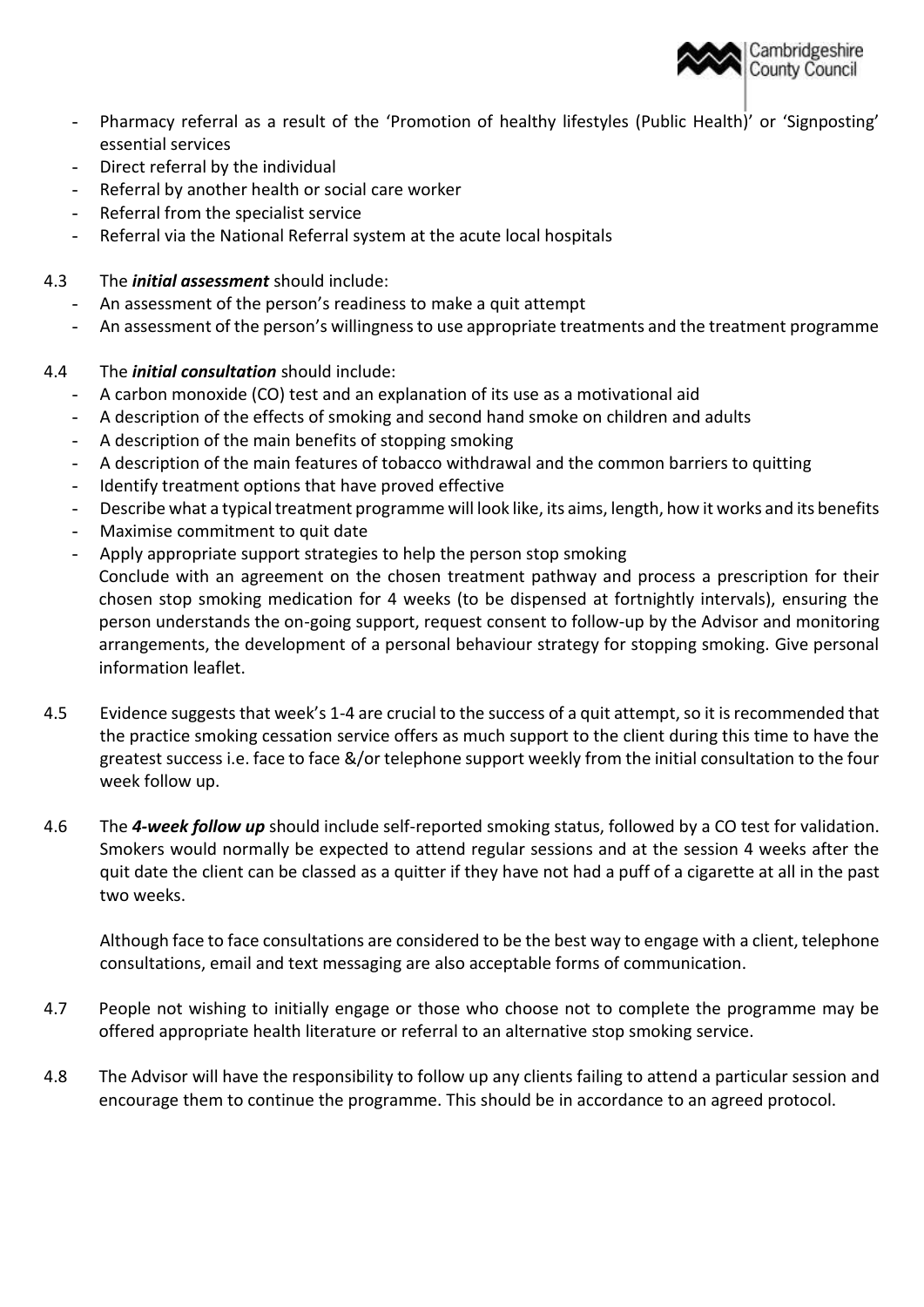- Pharmacy referral as a result of the 'Promotion of healthy lifestyles (Public Health)' or 'Signposting' essential services
- Direct referral by the individual
- Referral by another health or social care worker
- Referral from the specialist service
- Referral via the National Referral system at the acute local hospitals

4.3 The ***initial assessment*** should include:

- An assessment of the person's readiness to make a quit attempt
- An assessment of the person's willingness to use appropriate treatments and the treatment programme

4.4 The ***initial consultation*** should include:

- A carbon monoxide (CO) test and an explanation of its use as a motivational aid
- A description of the effects of smoking and second hand smoke on children and adults
- A description of the main benefits of stopping smoking
- A description of the main features of tobacco withdrawal and the common barriers to quitting
- Identify treatment options that have proved effective
- Describe what a typical treatment programme will look like, its aims, length, how it works and its benefits
- Maximise commitment to quit date
- Apply appropriate support strategies to help the person stop smoking

Conclude with an agreement on the chosen treatment pathway and process a prescription for their chosen stop smoking medication for 4 weeks (to be dispensed at fortnightly intervals), ensuring the person understands the on-going support, request consent to follow-up by the Advisor and monitoring arrangements, the development of a personal behaviour strategy for stopping smoking. Give personal information leaflet.

4.5 Evidence suggests that week's 1-4 are crucial to the success of a quit attempt, so it is recommended that the practice smoking cessation service offers as much support to the client during this time to have the greatest success i.e. face to face &/or telephone support weekly from the initial consultation to the four week follow up.

4.6 The ***4-week follow up*** should include self-reported smoking status, followed by a CO test for validation. Smokers would normally be expected to attend regular sessions and at the session 4 weeks after the quit date the client can be classed as a quitter if they have not had a puff of a cigarette at all in the past two weeks.

Although face to face consultations are considered to be the best way to engage with a client, telephone consultations, email and text messaging are also acceptable forms of communication.

4.7 People not wishing to initially engage or those who choose not to complete the programme may be offered appropriate health literature or referral to an alternative stop smoking service.

4.8 The Advisor will have the responsibility to follow up any clients failing to attend a particular session and encourage them to continue the programme. This should be in accordance to an agreed protocol.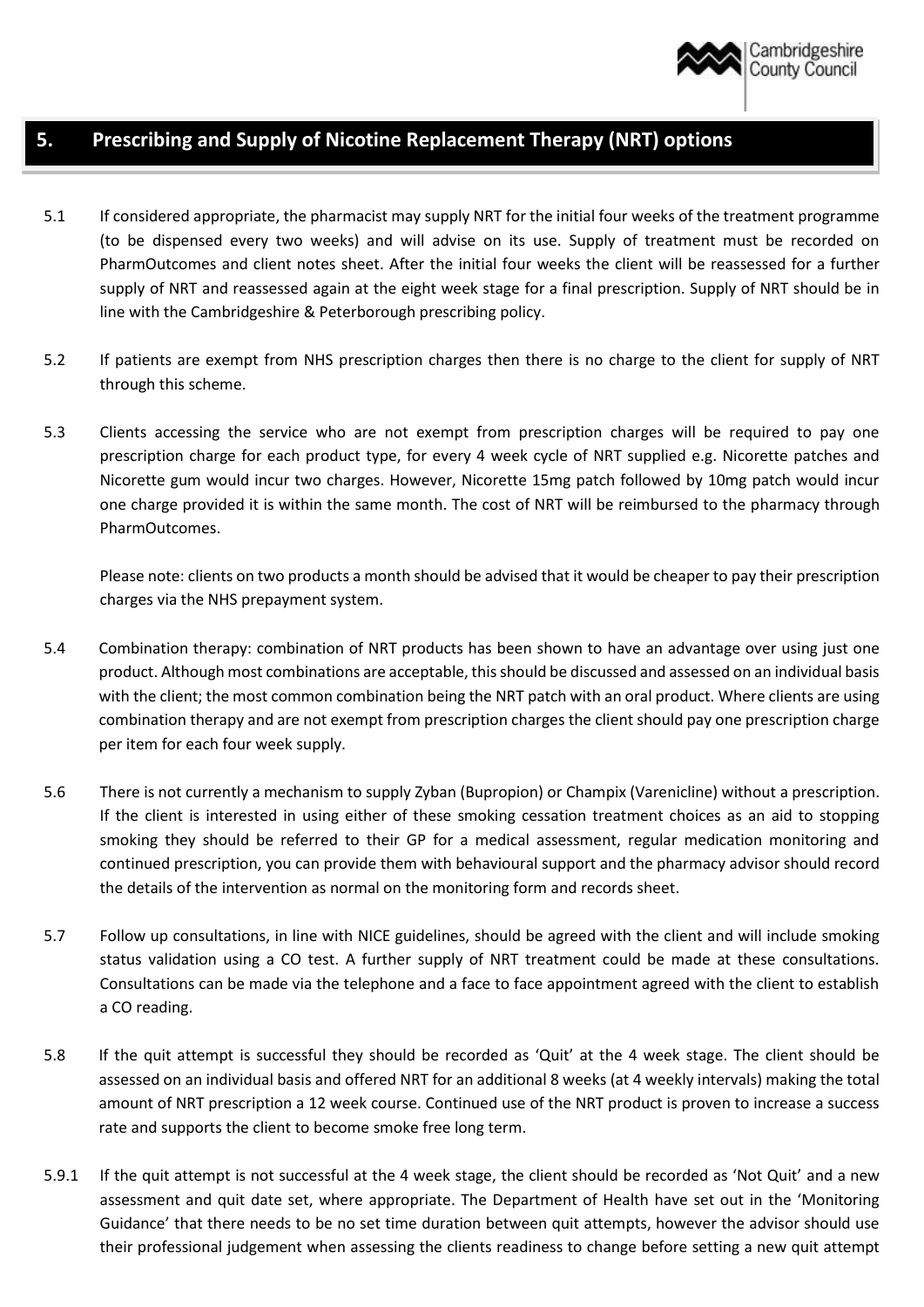## 5. Prescribing and Supply of Nicotine Replacement Therapy (NRT) options

5.1 If considered appropriate, the pharmacist may supply NRT for the initial four weeks of the treatment programme (to be dispensed every two weeks) and will advise on its use. Supply of treatment must be recorded on PharmOutcomes and client notes sheet. After the initial four weeks the client will be reassessed for a further supply of NRT and reassessed again at the eight week stage for a final prescription. Supply of NRT should be in line with the Cambridgeshire & Peterborough prescribing policy.

5.2 If patients are exempt from NHS prescription charges then there is no charge to the client for supply of NRT through this scheme.

5.3 Clients accessing the service who are not exempt from prescription charges will be required to pay one prescription charge for each product type, for every 4 week cycle of NRT supplied e.g. Nicorette patches and Nicorette gum would incur two charges. However, Nicorette 15mg patch followed by 10mg patch would incur one charge provided it is within the same month. The cost of NRT will be reimbursed to the pharmacy through PharmOutcomes.

Please note: clients on two products a month should be advised that it would be cheaper to pay their prescription charges via the NHS prepayment system.

5.4 Combination therapy: combination of NRT products has been shown to have an advantage over using just one product. Although most combinations are acceptable, this should be discussed and assessed on an individual basis with the client; the most common combination being the NRT patch with an oral product. Where clients are using combination therapy and are not exempt from prescription charges the client should pay one prescription charge per item for each four week supply.

5.6 There is not currently a mechanism to supply Zyban (Bupropion) or Champix (Varenicline) without a prescription. If the client is interested in using either of these smoking cessation treatment choices as an aid to stopping smoking they should be referred to their GP for a medical assessment, regular medication monitoring and continued prescription, you can provide them with behavioural support and the pharmacy advisor should record the details of the intervention as normal on the monitoring form and records sheet.

5.7 Follow up consultations, in line with NICE guidelines, should be agreed with the client and will include smoking status validation using a CO test. A further supply of NRT treatment could be made at these consultations. Consultations can be made via the telephone and a face to face appointment agreed with the client to establish a CO reading.

5.8 If the quit attempt is successful they should be recorded as 'Quit' at the 4 week stage. The client should be assessed on an individual basis and offered NRT for an additional 8 weeks (at 4 weekly intervals) making the total amount of NRT prescription a 12 week course. Continued use of the NRT product is proven to increase a success rate and supports the client to become smoke free long term.

5.9.1 If the quit attempt is not successful at the 4 week stage, the client should be recorded as 'Not Quit' and a new assessment and quit date set, where appropriate. The Department of Health have set out in the 'Monitoring Guidance' that there needs to be no set time duration between quit attempts, however the advisor should use their professional judgement when assessing the clients readiness to change before setting a new quit attempt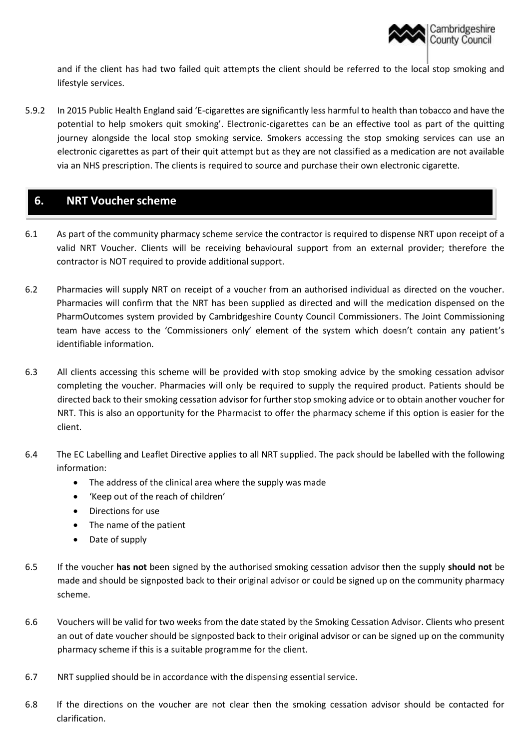and if the client has had two failed quit attempts the client should be referred to the local stop smoking and lifestyle services.

5.9.2 In 2015 Public Health England said 'E-cigarettes are significantly less harmful to health than tobacco and have the potential to help smokers quit smoking'. Electronic-cigarettes can be an effective tool as part of the quitting journey alongside the local stop smoking service. Smokers accessing the stop smoking services can use an electronic cigarettes as part of their quit attempt but as they are not classified as a medication are not available via an NHS prescription. The clients is required to source and purchase their own electronic cigarette.

## 6. NRT Voucher scheme

6.1 As part of the community pharmacy scheme service the contractor is required to dispense NRT upon receipt of a valid NRT Voucher. Clients will be receiving behavioural support from an external provider; therefore the contractor is NOT required to provide additional support.

6.2 Pharmacies will supply NRT on receipt of a voucher from an authorised individual as directed on the voucher. Pharmacies will confirm that the NRT has been supplied as directed and will the medication dispensed on the PharmOutcomes system provided by Cambridgeshire County Council Commissioners. The Joint Commissioning team have access to the 'Commissioners only' element of the system which doesn't contain any patient's identifiable information.

6.3 All clients accessing this scheme will be provided with stop smoking advice by the smoking cessation advisor completing the voucher. Pharmacies will only be required to supply the required product. Patients should be directed back to their smoking cessation advisor for further stop smoking advice or to obtain another voucher for NRT. This is also an opportunity for the Pharmacist to offer the pharmacy scheme if this option is easier for the client.

6.4 The EC Labelling and Leaflet Directive applies to all NRT supplied. The pack should be labelled with the following information:

- The address of the clinical area where the supply was made
- 'Keep out of the reach of children'
- Directions for use
- The name of the patient
- Date of supply

6.5 If the voucher **has not** been signed by the authorised smoking cessation advisor then the supply **should not** be made and should be signposted back to their original advisor or could be signed up on the community pharmacy scheme.

6.6 Vouchers will be valid for two weeks from the date stated by the Smoking Cessation Advisor. Clients who present an out of date voucher should be signposted back to their original advisor or can be signed up on the community pharmacy scheme if this is a suitable programme for the client.

6.7 NRT supplied should be in accordance with the dispensing essential service.

6.8 If the directions on the voucher are not clear then the smoking cessation advisor should be contacted for clarification.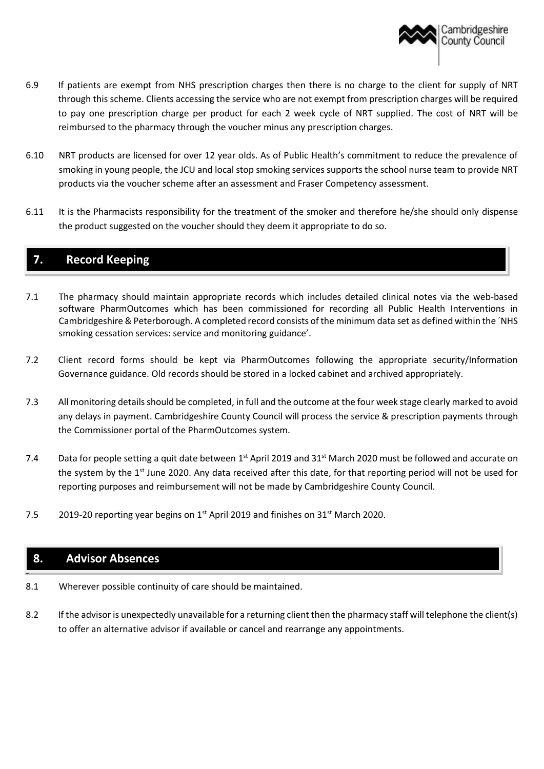6.9 If patients are exempt from NHS prescription charges then there is no charge to the client for supply of NRT through this scheme. Clients accessing the service who are not exempt from prescription charges will be required to pay one prescription charge per product for each 2 week cycle of NRT supplied. The cost of NRT will be reimbursed to the pharmacy through the voucher minus any prescription charges.

6.10 NRT products are licensed for over 12 year olds. As of Public Health's commitment to reduce the prevalence of smoking in young people, the JCU and local stop smoking services supports the school nurse team to provide NRT products via the voucher scheme after an assessment and Fraser Competency assessment.

6.11 It is the Pharmacists responsibility for the treatment of the smoker and therefore he/she should only dispense the product suggested on the voucher should they deem it appropriate to do so.

## 7. Record Keeping

7.1 The pharmacy should maintain appropriate records which includes detailed clinical notes via the web-based software PharmOutcomes which has been commissioned for recording all Public Health Interventions in Cambridgeshire & Peterborough. A completed record consists of the minimum data set as defined within the ´NHS smoking cessation services: service and monitoring guidance'.

7.2 Client record forms should be kept via PharmOutcomes following the appropriate security/Information Governance guidance. Old records should be stored in a locked cabinet and archived appropriately.

7.3 All monitoring details should be completed, in full and the outcome at the four week stage clearly marked to avoid any delays in payment. Cambridgeshire County Council will process the service & prescription payments through the Commissioner portal of the PharmOutcomes system.

7.4 Data for people setting a quit date between 1st April 2019 and 31st March 2020 must be followed and accurate on the system by the 1st June 2020. Any data received after this date, for that reporting period will not be used for reporting purposes and reimbursement will not be made by Cambridgeshire County Council.

7.5 2019-20 reporting year begins on 1st April 2019 and finishes on 31st March 2020.

## 8. Advisor Absences

8.1 Wherever possible continuity of care should be maintained.

8.2 If the advisor is unexpectedly unavailable for a returning client then the pharmacy staff will telephone the client(s) to offer an alternative advisor if available or cancel and rearrange any appointments.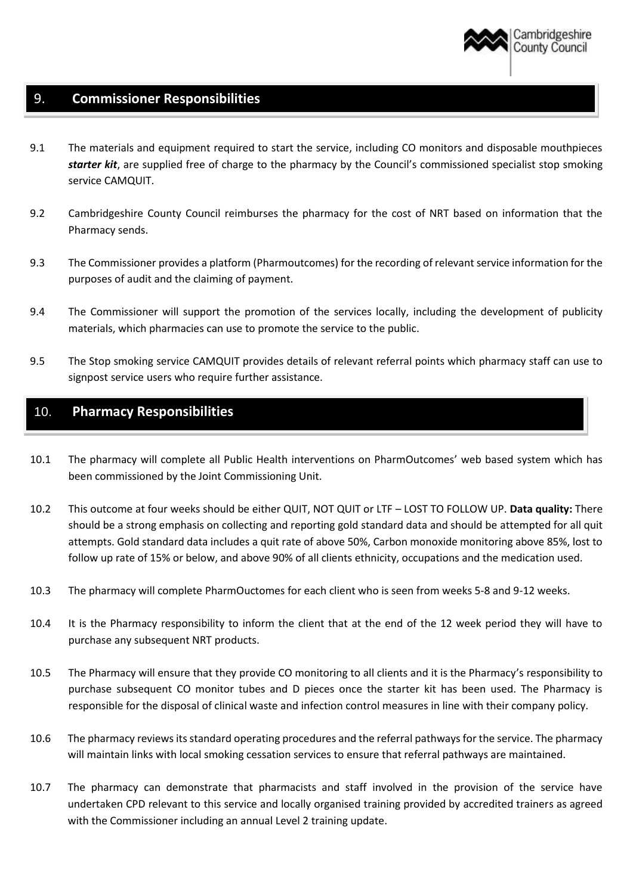## 9. Commissioner Responsibilities

9.1 The materials and equipment required to start the service, including CO monitors and disposable mouthpieces ***starter kit***, are supplied free of charge to the pharmacy by the Council's commissioned specialist stop smoking service CAMQUIT.

9.2 Cambridgeshire County Council reimburses the pharmacy for the cost of NRT based on information that the Pharmacy sends.

9.3 The Commissioner provides a platform (Pharmoutcomes) for the recording of relevant service information for the purposes of audit and the claiming of payment.

9.4 The Commissioner will support the promotion of the services locally, including the development of publicity materials, which pharmacies can use to promote the service to the public.

9.5 The Stop smoking service CAMQUIT provides details of relevant referral points which pharmacy staff can use to signpost service users who require further assistance.

## 10. Pharmacy Responsibilities

10.1 The pharmacy will complete all Public Health interventions on PharmOutcomes' web based system which has been commissioned by the Joint Commissioning Unit.

10.2 This outcome at four weeks should be either QUIT, NOT QUIT or LTF – LOST TO FOLLOW UP. **Data quality:** There should be a strong emphasis on collecting and reporting gold standard data and should be attempted for all quit attempts. Gold standard data includes a quit rate of above 50%, Carbon monoxide monitoring above 85%, lost to follow up rate of 15% or below, and above 90% of all clients ethnicity, occupations and the medication used.

10.3 The pharmacy will complete PharmOuctomes for each client who is seen from weeks 5-8 and 9-12 weeks.

10.4 It is the Pharmacy responsibility to inform the client that at the end of the 12 week period they will have to purchase any subsequent NRT products.

10.5 The Pharmacy will ensure that they provide CO monitoring to all clients and it is the Pharmacy's responsibility to purchase subsequent CO monitor tubes and D pieces once the starter kit has been used. The Pharmacy is responsible for the disposal of clinical waste and infection control measures in line with their company policy.

10.6 The pharmacy reviews its standard operating procedures and the referral pathways for the service. The pharmacy will maintain links with local smoking cessation services to ensure that referral pathways are maintained.

10.7 The pharmacy can demonstrate that pharmacists and staff involved in the provision of the service have undertaken CPD relevant to this service and locally organised training provided by accredited trainers as agreed with the Commissioner including an annual Level 2 training update.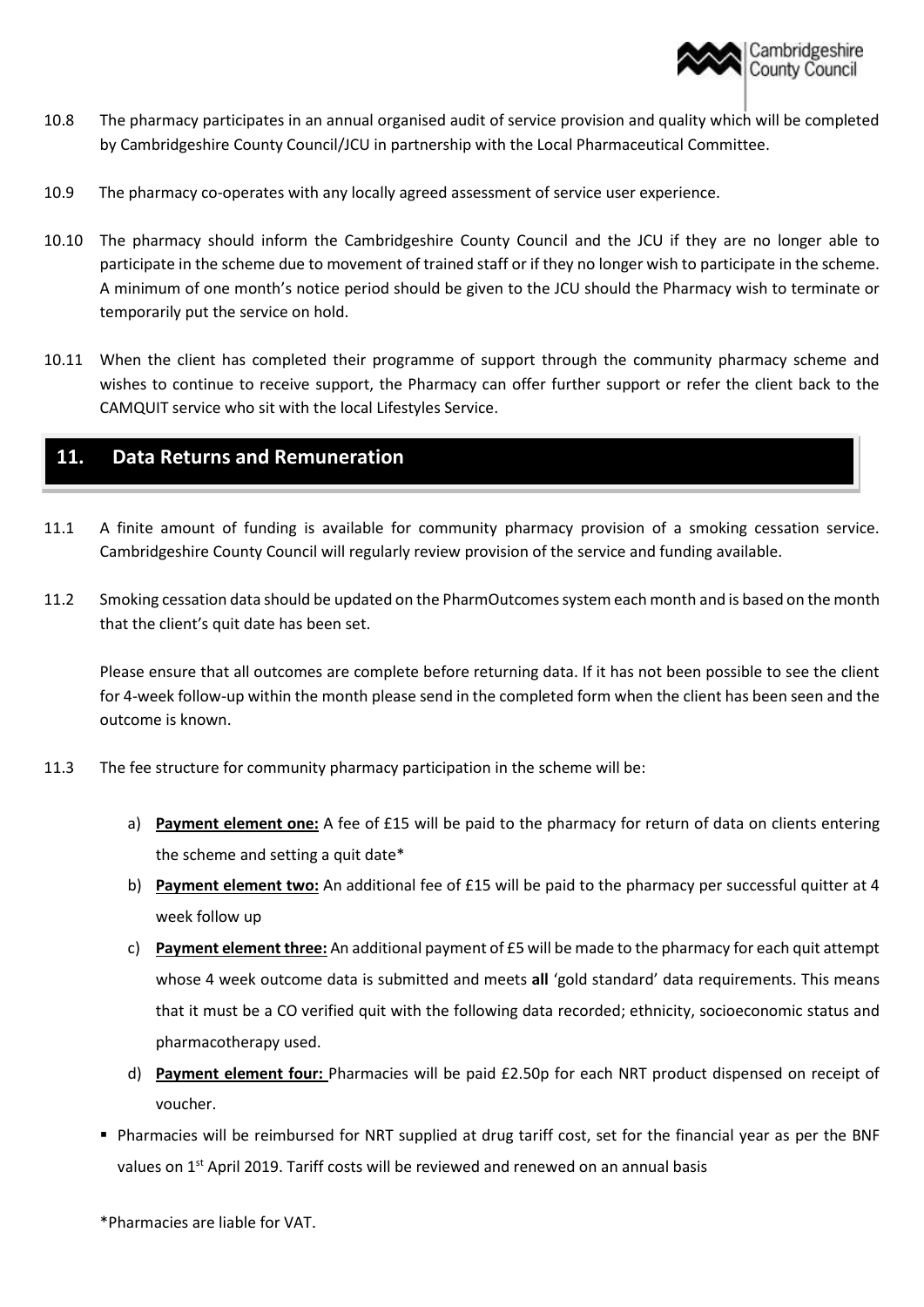10.8 The pharmacy participates in an annual organised audit of service provision and quality which will be completed by Cambridgeshire County Council/JCU in partnership with the Local Pharmaceutical Committee.

10.9 The pharmacy co-operates with any locally agreed assessment of service user experience.

10.10 The pharmacy should inform the Cambridgeshire County Council and the JCU if they are no longer able to participate in the scheme due to movement of trained staff or if they no longer wish to participate in the scheme. A minimum of one month's notice period should be given to the JCU should the Pharmacy wish to terminate or temporarily put the service on hold.

10.11 When the client has completed their programme of support through the community pharmacy scheme and wishes to continue to receive support, the Pharmacy can offer further support or refer the client back to the CAMQUIT service who sit with the local Lifestyles Service.

## 11. Data Returns and Remuneration

11.1 A finite amount of funding is available for community pharmacy provision of a smoking cessation service. Cambridgeshire County Council will regularly review provision of the service and funding available.

11.2 Smoking cessation data should be updated on the PharmOutcomes system each month and is based on the month that the client's quit date has been set.

Please ensure that all outcomes are complete before returning data. If it has not been possible to see the client for 4-week follow-up within the month please send in the completed form when the client has been seen and the outcome is known.

11.3 The fee structure for community pharmacy participation in the scheme will be:

a) **Payment element one:** A fee of £15 will be paid to the pharmacy for return of data on clients entering the scheme and setting a quit date*

b) **Payment element two:** An additional fee of £15 will be paid to the pharmacy per successful quitter at 4 week follow up

c) **Payment element three:** An additional payment of £5 will be made to the pharmacy for each quit attempt whose 4 week outcome data is submitted and meets **all** 'gold standard' data requirements. This means that it must be a CO verified quit with the following data recorded; ethnicity, socioeconomic status and pharmacotherapy used.

d) **Payment element four:** Pharmacies will be paid £2.50p for each NRT product dispensed on receipt of voucher.

- Pharmacies will be reimbursed for NRT supplied at drug tariff cost, set for the financial year as per the BNF values on 1st April 2019. Tariff costs will be reviewed and renewed on an annual basis

*Pharmacies are liable for VAT.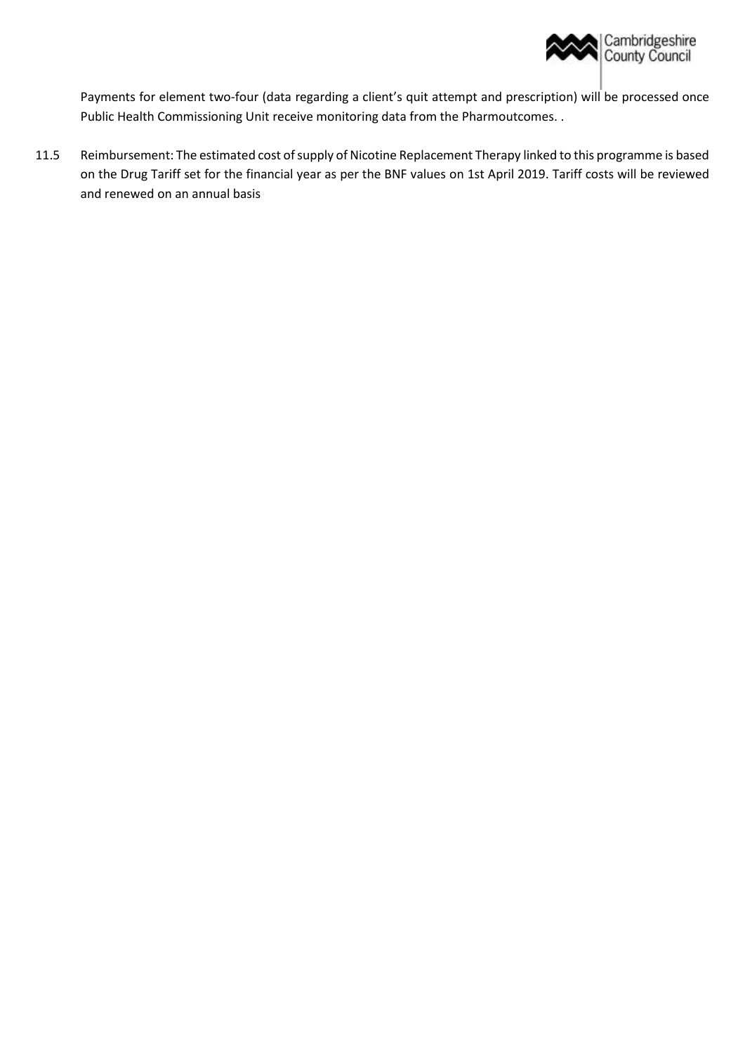Payments for element two-four (data regarding a client's quit attempt and prescription) will be processed once Public Health Commissioning Unit receive monitoring data from the Pharmoutcomes. .

11.5 Reimbursement: The estimated cost of supply of Nicotine Replacement Therapy linked to this programme is based on the Drug Tariff set for the financial year as per the BNF values on 1st April 2019. Tariff costs will be reviewed and renewed on an annual basis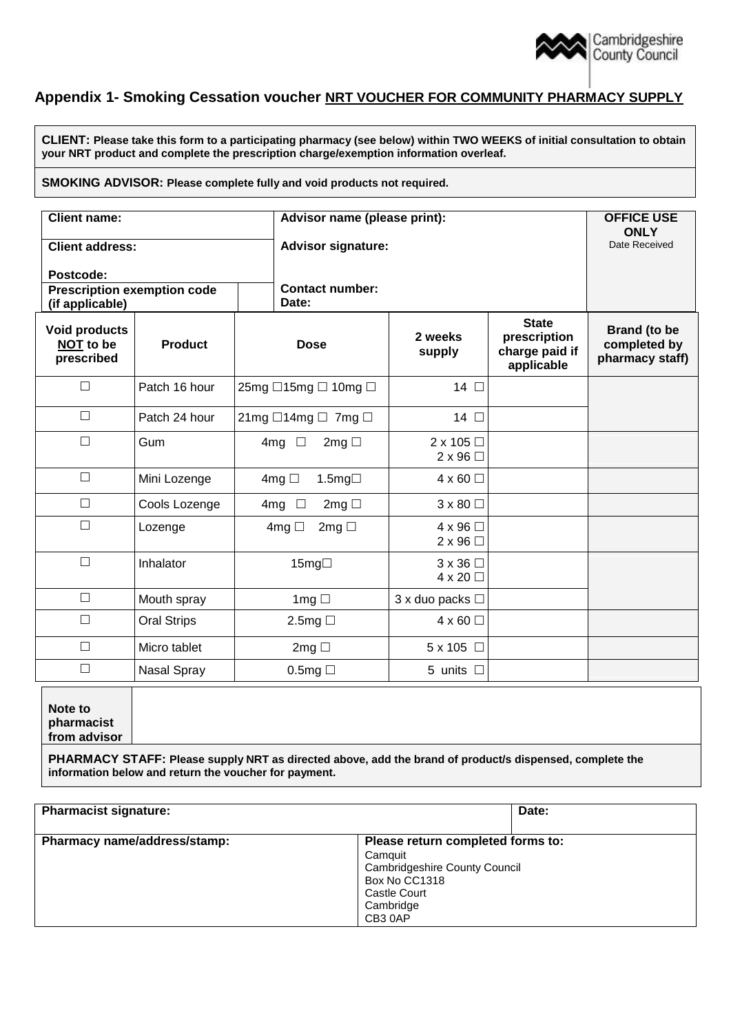Cambridgeshire County Council

## Appendix 1- Smoking Cessation voucher NRT VOUCHER FOR COMMUNITY PHARMACY SUPPLY

**CLIENT: Please take this form to a participating pharmacy (see below) within TWO WEEKS of initial consultation to obtain your NRT product and complete the prescription charge/exemption information overleaf.**

**SMOKING ADVISOR: Please complete fully and void products not required.**

| | | |
|---|---|---|
| **Client name:** | **Advisor name (please print):** | **OFFICE USE ONLY** Date Received |
| **Client address:** <br><br> **Postcode:** | **Advisor signature:** | |
| **Prescription exemption code (if applicable)** | **Contact number:** <br> **Date:** | |

| Void products NOT to be prescribed | Product | Dose | 2 weeks supply | State prescription charge paid if applicable | Brand (to be completed by pharmacy staff) |
|---|---|---|---|---|---|
| ☐ | Patch 16 hour | 25mg ☐15mg ☐ 10mg ☐ | 14 ☐ | | |
| ☐ | Patch 24 hour | 21mg ☐14mg ☐ 7mg ☐ | 14 ☐ | | |
| ☐ | Gum | 4mg ☐ 2mg ☐ | 2 x 105 ☐<br>2 x 96 ☐ | | |
| ☐ | Mini Lozenge | 4mg ☐ 1.5mg☐ | 4 x 60 ☐ | | |
| ☐ | Cools Lozenge | 4mg ☐ 2mg ☐ | 3 x 80 ☐ | | |
| ☐ | Lozenge | 4mg ☐ 2mg ☐ | 4 x 96 ☐<br>2 x 96 ☐ | | |
| ☐ | Inhalator | 15mg☐ | 3 x 36 ☐<br>4 x 20 ☐ | | |
| ☐ | Mouth spray | 1mg ☐ | 3 x duo packs ☐ | | |
| ☐ | Oral Strips | 2.5mg ☐ | 4 x 60 ☐ | | |
| ☐ | Micro tablet | 2mg ☐ | 5 x 105 ☐ | | |
| ☐ | Nasal Spray | 0.5mg ☐ | 5 units ☐ | | |

| | |
|---|---|
| **Note to pharmacist from advisor** | |

**PHARMACY STAFF: Please supply NRT as directed above, add the brand of product/s dispensed, complete the information below and return the voucher for payment.**

| | |
|---|---|
| **Pharmacist signature:** | **Date:** |
| **Pharmacy name/address/stamp:** | **Please return completed forms to:**<br>Camquit<br>Cambridgeshire County Council<br>Box No CC1318<br>Castle Court<br>Cambridge<br>CB3 0AP |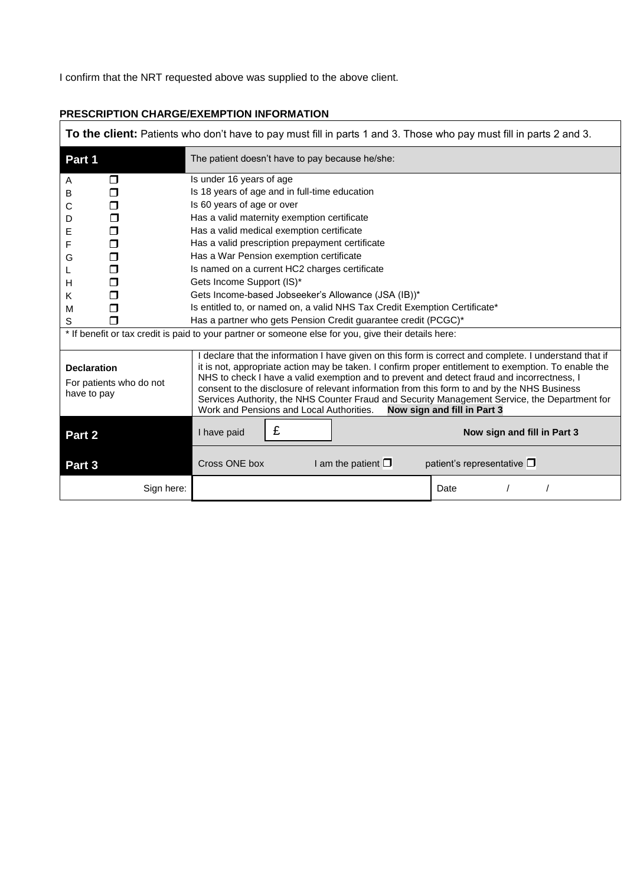I confirm that the NRT requested above was supplied to the above client.

**PRESCRIPTION CHARGE/EXEMPTION INFORMATION**

**To the client:** Patients who don't have to pay must fill in parts 1 and 3. Those who pay must fill in parts 2 and 3.

| **Part 1** | | The patient doesn't have to pay because he/she: |
|---|---|---|
| A | ❒ | Is under 16 years of age |
| B | ❒ | Is 18 years of age and in full-time education |
| C | ❒ | Is 60 years of age or over |
| D | ❒ | Has a valid maternity exemption certificate |
| E | ❒ | Has a valid medical exemption certificate |
| F | ❒ | Has a valid prescription prepayment certificate |
| G | ❒ | Has a War Pension exemption certificate |
| L | ❒ | Is named on a current HC2 charges certificate |
| H | ❒ | Gets Income Support (IS)* |
| K | ❒ | Gets Income-based Jobseeker's Allowance (JSA (IB))* |
| M | ❒ | Is entitled to, or named on, a valid NHS Tax Credit Exemption Certificate* |
| S | ❒ | Has a partner who gets Pension Credit guarantee credit (PCGC)* |

\* If benefit or tax credit is paid to your partner or someone else for you, give their details here:

| | |
|---|---|
| **Declaration**<br>For patients who do not have to pay | I declare that the information I have given on this form is correct and complete. I understand that if it is not, appropriate action may be taken. I confirm proper entitlement to exemption. To enable the NHS to check I have a valid exemption and to prevent and detect fraud and incorrectness, I consent to the disclosure of relevant information from this form to and by the NHS Business Services Authority, the NHS Counter Fraud and Security Management Service, the Department for Work and Pensions and Local Authorities. **Now sign and fill in Part 3** |
| **Part 2** | I have paid £ &nbsp;&nbsp;&nbsp;&nbsp; **Now sign and fill in Part 3** |
| **Part 3** | Cross ONE box &nbsp;&nbsp; I am the patient ❒ &nbsp;&nbsp; patient's representative ❒ |
| Sign here: | &nbsp;&nbsp;&nbsp;&nbsp; Date &nbsp;&nbsp; / &nbsp;&nbsp; / |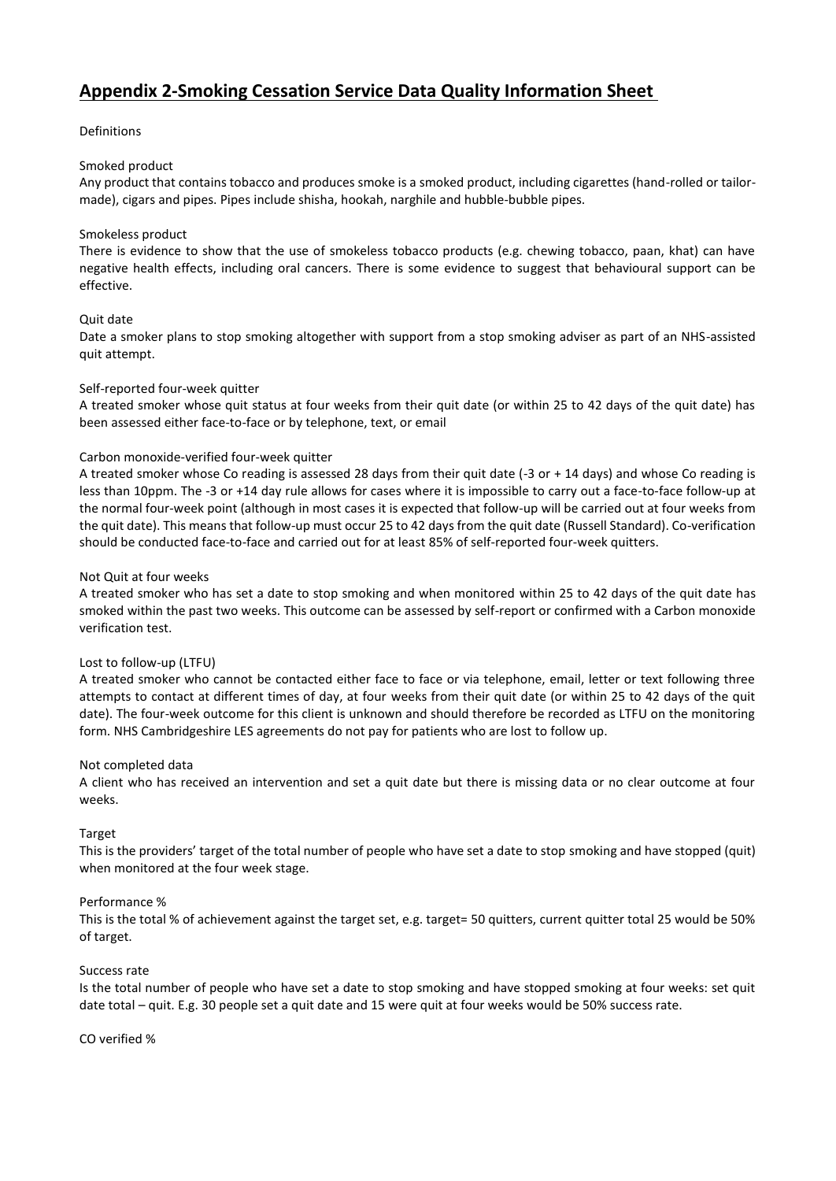# Appendix 2-Smoking Cessation Service Data Quality Information Sheet

Definitions

Smoked product

Any product that contains tobacco and produces smoke is a smoked product, including cigarettes (hand-rolled or tailor-made), cigars and pipes. Pipes include shisha, hookah, narghile and hubble-bubble pipes.

Smokeless product

There is evidence to show that the use of smokeless tobacco products (e.g. chewing tobacco, paan, khat) can have negative health effects, including oral cancers. There is some evidence to suggest that behavioural support can be effective.

Quit date

Date a smoker plans to stop smoking altogether with support from a stop smoking adviser as part of an NHS-assisted quit attempt.

Self-reported four-week quitter

A treated smoker whose quit status at four weeks from their quit date (or within 25 to 42 days of the quit date) has been assessed either face-to-face or by telephone, text, or email

Carbon monoxide-verified four-week quitter

A treated smoker whose Co reading is assessed 28 days from their quit date (-3 or + 14 days) and whose Co reading is less than 10ppm. The -3 or +14 day rule allows for cases where it is impossible to carry out a face-to-face follow-up at the normal four-week point (although in most cases it is expected that follow-up will be carried out at four weeks from the quit date). This means that follow-up must occur 25 to 42 days from the quit date (Russell Standard). Co-verification should be conducted face-to-face and carried out for at least 85% of self-reported four-week quitters.

Not Quit at four weeks

A treated smoker who has set a date to stop smoking and when monitored within 25 to 42 days of the quit date has smoked within the past two weeks. This outcome can be assessed by self-report or confirmed with a Carbon monoxide verification test.

Lost to follow-up (LTFU)

A treated smoker who cannot be contacted either face to face or via telephone, email, letter or text following three attempts to contact at different times of day, at four weeks from their quit date (or within 25 to 42 days of the quit date). The four-week outcome for this client is unknown and should therefore be recorded as LTFU on the monitoring form. NHS Cambridgeshire LES agreements do not pay for patients who are lost to follow up.

Not completed data

A client who has received an intervention and set a quit date but there is missing data or no clear outcome at four weeks.

Target

This is the providers' target of the total number of people who have set a date to stop smoking and have stopped (quit) when monitored at the four week stage.

Performance %

This is the total % of achievement against the target set, e.g. target= 50 quitters, current quitter total 25 would be 50% of target.

Success rate

Is the total number of people who have set a date to stop smoking and have stopped smoking at four weeks: set quit date total – quit. E.g. 30 people set a quit date and 15 were quit at four weeks would be 50% success rate.

CO verified %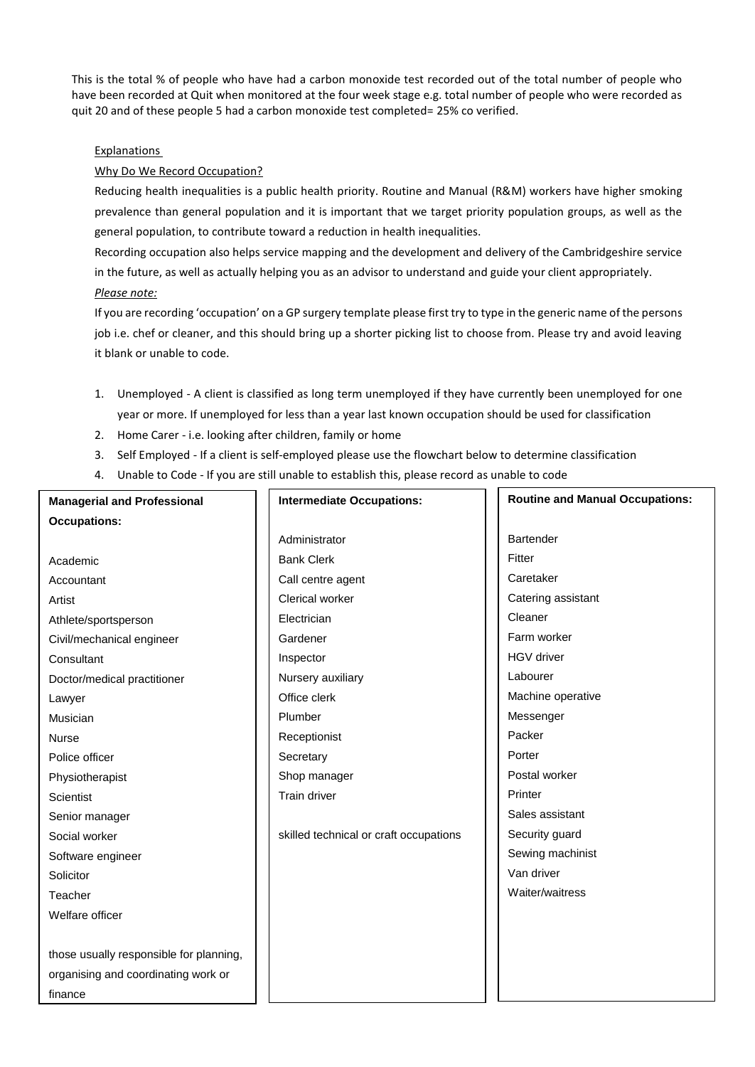This is the total % of people who have had a carbon monoxide test recorded out of the total number of people who have been recorded at Quit when monitored at the four week stage e.g. total number of people who were recorded as quit 20 and of these people 5 had a carbon monoxide test completed= 25% co verified.

Explanations

Why Do We Record Occupation?

Reducing health inequalities is a public health priority. Routine and Manual (R&M) workers have higher smoking prevalence than general population and it is important that we target priority population groups, as well as the general population, to contribute toward a reduction in health inequalities.

Recording occupation also helps service mapping and the development and delivery of the Cambridgeshire service in the future, as well as actually helping you as an advisor to understand and guide your client appropriately.

*Please note:*

If you are recording 'occupation' on a GP surgery template please first try to type in the generic name of the persons job i.e. chef or cleaner, and this should bring up a shorter picking list to choose from. Please try and avoid leaving it blank or unable to code.

1. Unemployed - A client is classified as long term unemployed if they have currently been unemployed for one year or more. If unemployed for less than a year last known occupation should be used for classification
2. Home Carer - i.e. looking after children, family or home
3. Self Employed - If a client is self-employed please use the flowchart below to determine classification
4. Unable to Code - If you are still unable to establish this, please record as unable to code

| **Managerial and Professional Occupations:** | **Intermediate Occupations:** | **Routine and Manual Occupations:** |
|---|---|---|
| Academic | Administrator | Bartender |
| Accountant | Bank Clerk | Fitter |
| Artist | Call centre agent | Caretaker |
| Athlete/sportsperson | Clerical worker | Catering assistant |
| Civil/mechanical engineer | Electrician | Cleaner |
| Consultant | Gardener | Farm worker |
| Doctor/medical practitioner | Inspector | HGV driver |
| Lawyer | Nursery auxiliary | Labourer |
| Musician | Office clerk | Machine operative |
| Nurse | Plumber | Messenger |
| Police officer | Receptionist | Packer |
| Physiotherapist | Secretary | Porter |
| Scientist | Shop manager | Postal worker |
| Senior manager | Train driver | Printer |
| Social worker | | Sales assistant |
| Software engineer | skilled technical or craft occupations | Security guard |
| Solicitor | | Sewing machinist |
| Teacher | | Van driver |
| Welfare officer | | Waiter/waitress |
| those usually responsible for planning, organising and coordinating work or finance | | |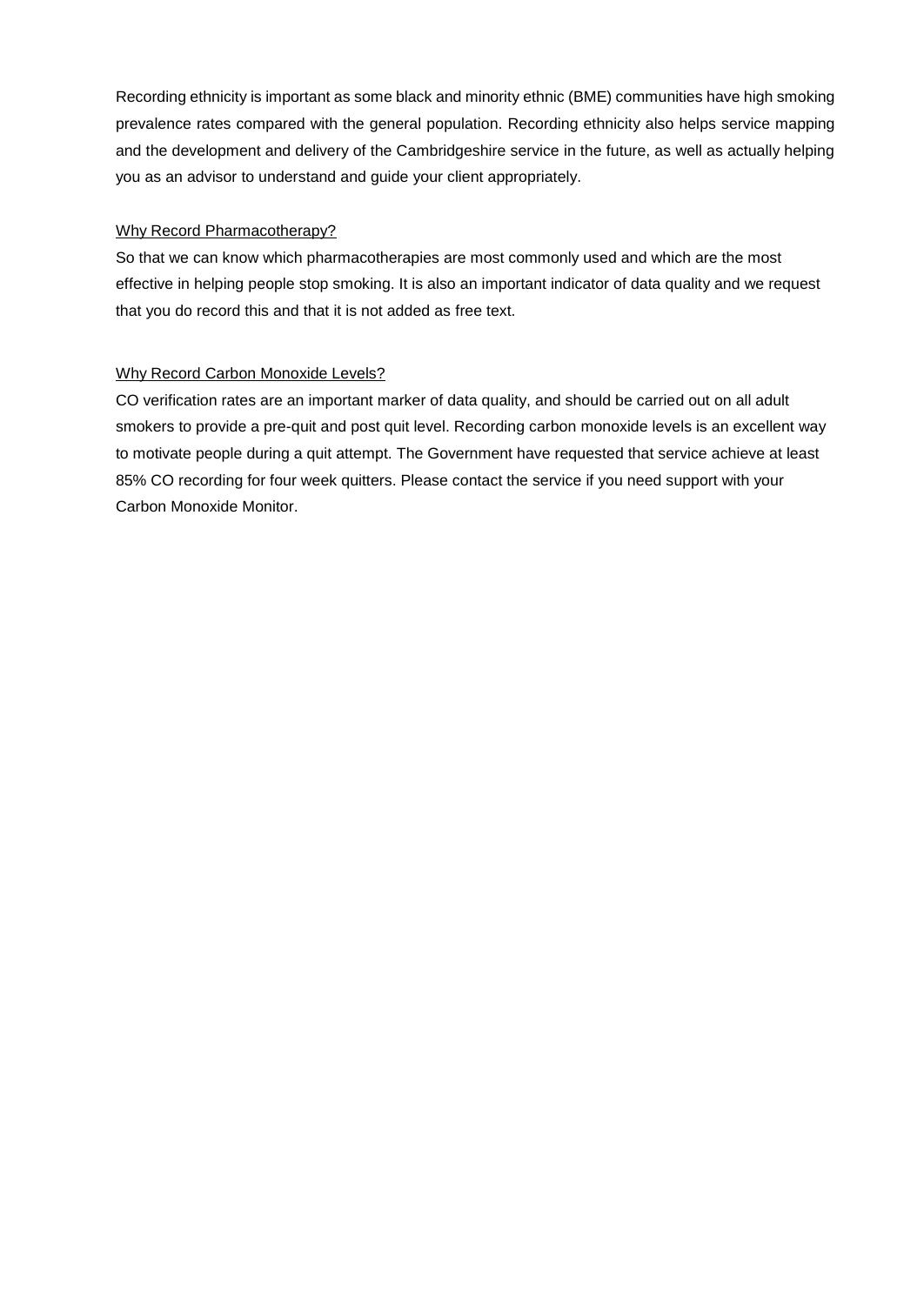Recording ethnicity is important as some black and minority ethnic (BME) communities have high smoking prevalence rates compared with the general population. Recording ethnicity also helps service mapping and the development and delivery of the Cambridgeshire service in the future, as well as actually helping you as an advisor to understand and guide your client appropriately.

<u>Why Record Pharmacotherapy?</u>

So that we can know which pharmacotherapies are most commonly used and which are the most effective in helping people stop smoking. It is also an important indicator of data quality and we request that you do record this and that it is not added as free text.

<u>Why Record Carbon Monoxide Levels?</u>

CO verification rates are an important marker of data quality, and should be carried out on all adult smokers to provide a pre-quit and post quit level. Recording carbon monoxide levels is an excellent way to motivate people during a quit attempt. The Government have requested that service achieve at least 85% CO recording for four week quitters. Please contact the service if you need support with your Carbon Monoxide Monitor.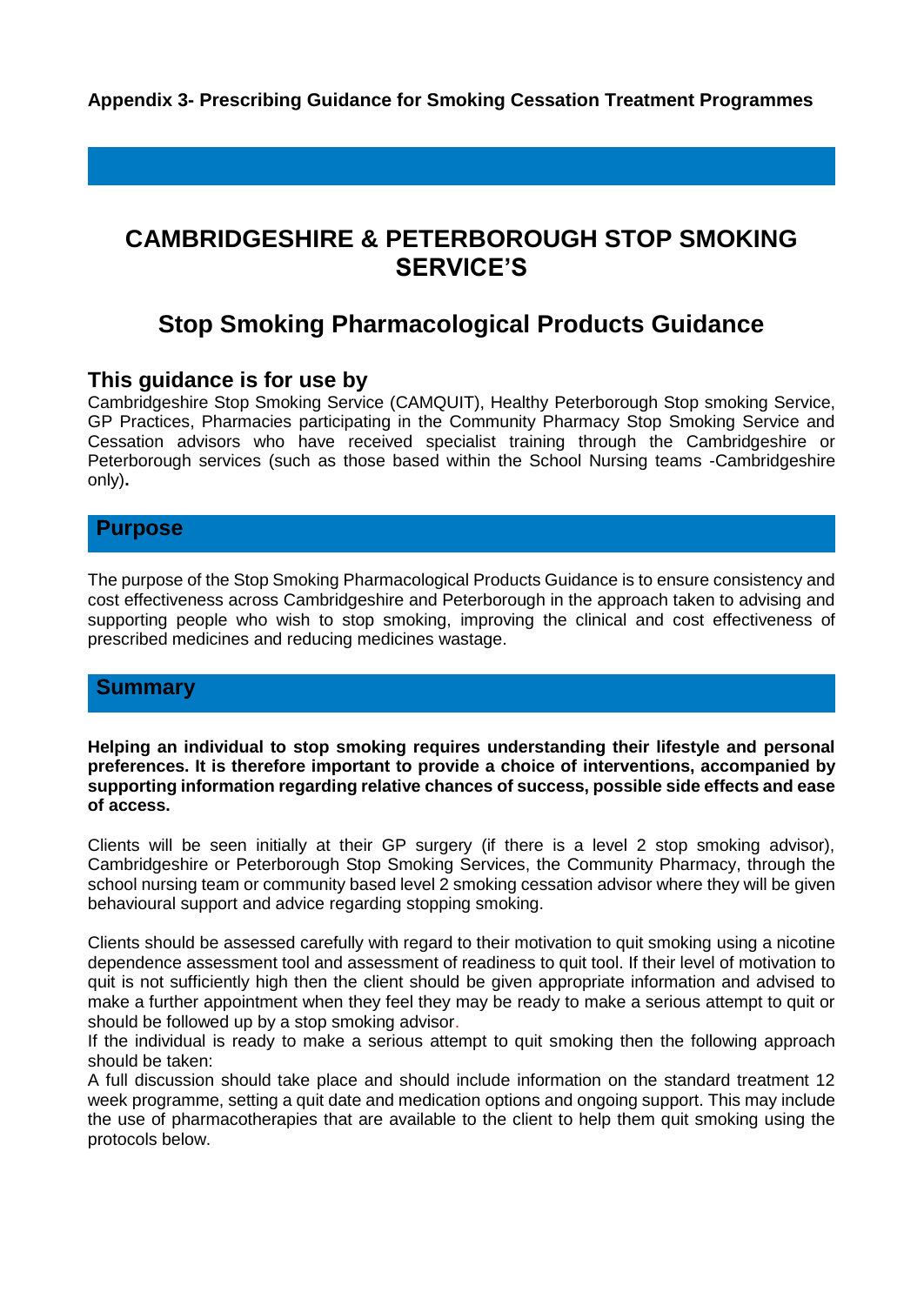**Appendix 3- Prescribing Guidance for Smoking Cessation Treatment Programmes**

# CAMBRIDGESHIRE & PETERBOROUGH STOP SMOKING SERVICE'S

## Stop Smoking Pharmacological Products Guidance

### This guidance is for use by

Cambridgeshire Stop Smoking Service (CAMQUIT), Healthy Peterborough Stop smoking Service, GP Practices, Pharmacies participating in the Community Pharmacy Stop Smoking Service and Cessation advisors who have received specialist training through the Cambridgeshire or Peterborough services (such as those based within the School Nursing teams -Cambridgeshire only)**.**

### Purpose

The purpose of the Stop Smoking Pharmacological Products Guidance is to ensure consistency and cost effectiveness across Cambridgeshire and Peterborough in the approach taken to advising and supporting people who wish to stop smoking, improving the clinical and cost effectiveness of prescribed medicines and reducing medicines wastage.

### Summary

**Helping an individual to stop smoking requires understanding their lifestyle and personal preferences. It is therefore important to provide a choice of interventions, accompanied by supporting information regarding relative chances of success, possible side effects and ease of access.**

Clients will be seen initially at their GP surgery (if there is a level 2 stop smoking advisor), Cambridgeshire or Peterborough Stop Smoking Services, the Community Pharmacy, through the school nursing team or community based level 2 smoking cessation advisor where they will be given behavioural support and advice regarding stopping smoking.

Clients should be assessed carefully with regard to their motivation to quit smoking using a nicotine dependence assessment tool and assessment of readiness to quit tool. If their level of motivation to quit is not sufficiently high then the client should be given appropriate information and advised to make a further appointment when they feel they may be ready to make a serious attempt to quit or should be followed up by a stop smoking advisor.

If the individual is ready to make a serious attempt to quit smoking then the following approach should be taken:

A full discussion should take place and should include information on the standard treatment 12 week programme, setting a quit date and medication options and ongoing support. This may include the use of pharmacotherapies that are available to the client to help them quit smoking using the protocols below.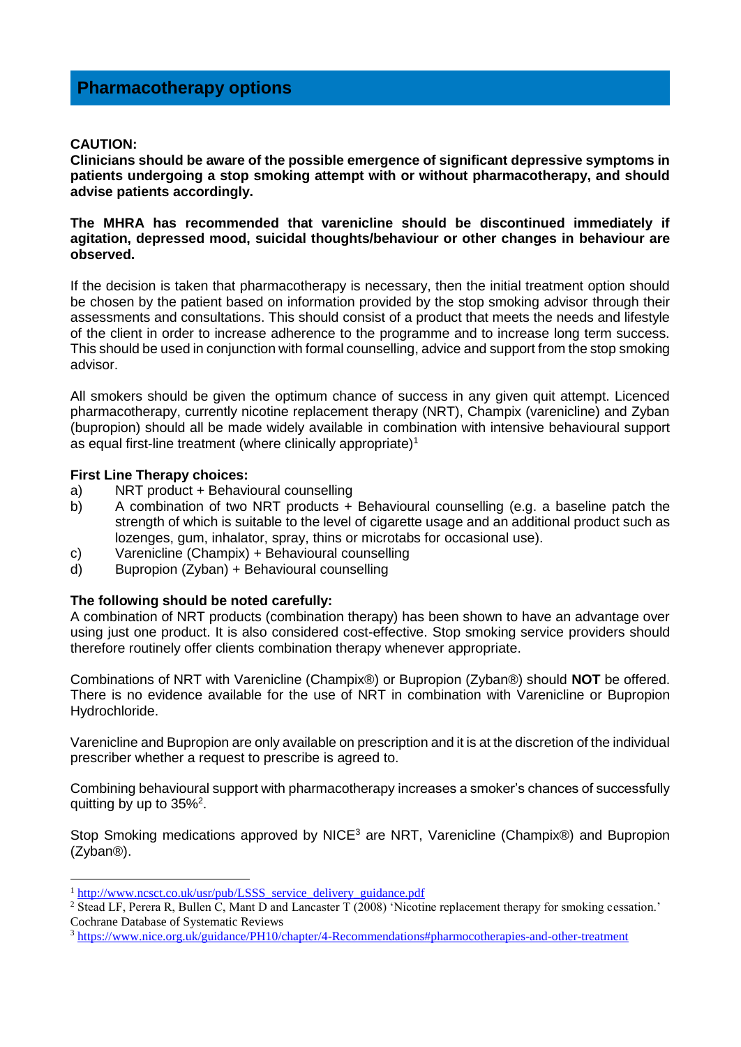## Pharmacotherapy options

**CAUTION:**
**Clinicians should be aware of the possible emergence of significant depressive symptoms in patients undergoing a stop smoking attempt with or without pharmacotherapy, and should advise patients accordingly.**

**The MHRA has recommended that varenicline should be discontinued immediately if agitation, depressed mood, suicidal thoughts/behaviour or other changes in behaviour are observed.**

If the decision is taken that pharmacotherapy is necessary, then the initial treatment option should be chosen by the patient based on information provided by the stop smoking advisor through their assessments and consultations. This should consist of a product that meets the needs and lifestyle of the client in order to increase adherence to the programme and to increase long term success. This should be used in conjunction with formal counselling, advice and support from the stop smoking advisor.

All smokers should be given the optimum chance of success in any given quit attempt. Licenced pharmacotherapy, currently nicotine replacement therapy (NRT), Champix (varenicline) and Zyban (bupropion) should all be made widely available in combination with intensive behavioural support as equal first-line treatment (where clinically appropriate)[1]

**First Line Therapy choices:**

a) NRT product + Behavioural counselling
b) A combination of two NRT products + Behavioural counselling (e.g. a baseline patch the strength of which is suitable to the level of cigarette usage and an additional product such as lozenges, gum, inhalator, spray, thins or microtabs for occasional use).
c) Varenicline (Champix) + Behavioural counselling
d) Bupropion (Zyban) + Behavioural counselling

**The following should be noted carefully:**
A combination of NRT products (combination therapy) has been shown to have an advantage over using just one product. It is also considered cost-effective. Stop smoking service providers should therefore routinely offer clients combination therapy whenever appropriate.

Combinations of NRT with Varenicline (Champix®) or Bupropion (Zyban®) should **NOT** be offered. There is no evidence available for the use of NRT in combination with Varenicline or Bupropion Hydrochloride.

Varenicline and Bupropion are only available on prescription and it is at the discretion of the individual prescriber whether a request to prescribe is agreed to.

Combining behavioural support with pharmacotherapy increases a smoker's chances of successfully quitting by up to 35%[2].

Stop Smoking medications approved by NICE[3] are NRT, Varenicline (Champix®) and Bupropion (Zyban®).

---

[1] http://www.ncsct.co.uk/usr/pub/LSSS_service_delivery_guidance.pdf

[2] Stead LF, Perera R, Bullen C, Mant D and Lancaster T (2008) 'Nicotine replacement therapy for smoking cessation.' Cochrane Database of Systematic Reviews

[3] https://www.nice.org.uk/guidance/PH10/chapter/4-Recommendations#pharmacotherapies-and-other-treatment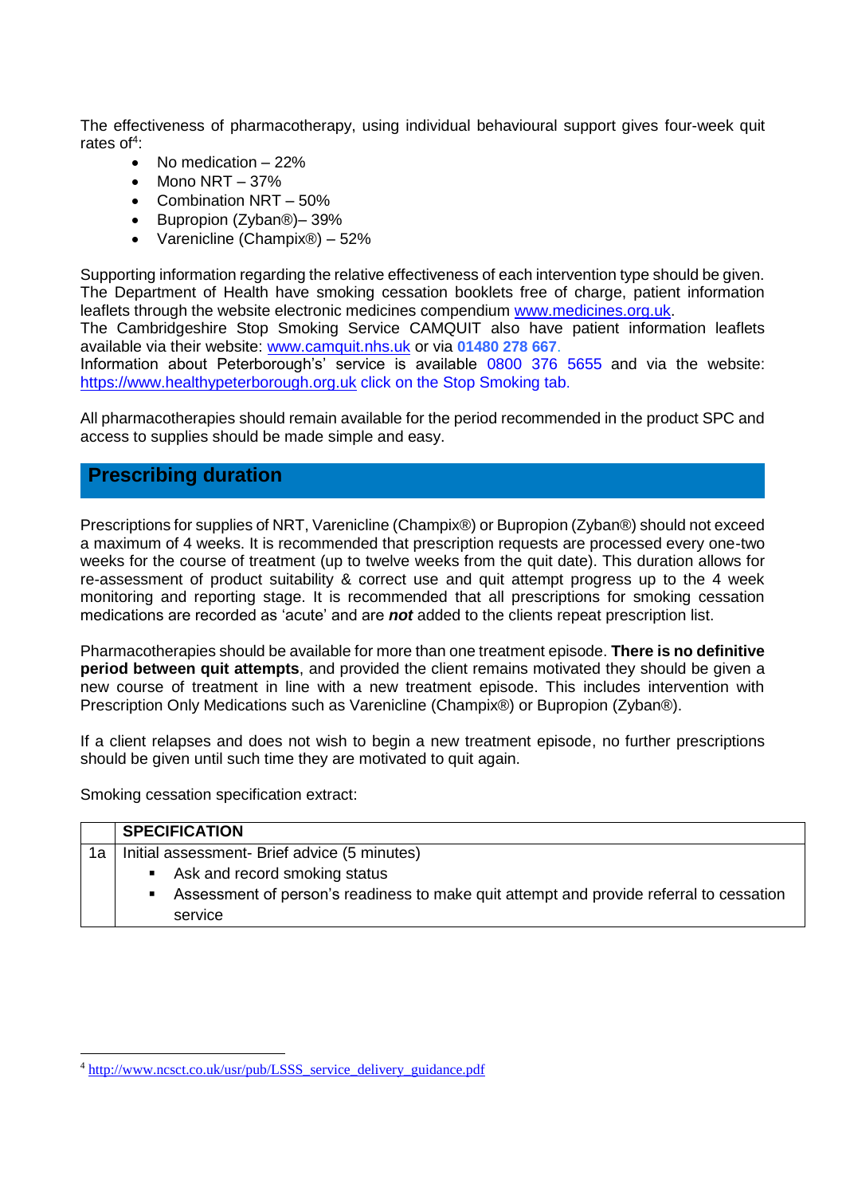The effectiveness of pharmacotherapy, using individual behavioural support gives four-week quit rates of[4]:

- No medication – 22%
- Mono NRT – 37%
- Combination NRT – 50%
- Bupropion (Zyban®)– 39%
- Varenicline (Champix®) – 52%

Supporting information regarding the relative effectiveness of each intervention type should be given. The Department of Health have smoking cessation booklets free of charge, patient information leaflets through the website electronic medicines compendium www.medicines.org.uk.
The Cambridgeshire Stop Smoking Service CAMQUIT also have patient information leaflets available via their website: www.camquit.nhs.uk or via **01480 278 667**.
Information about Peterborough's' service is available 0800 376 5655 and via the website: https://www.healthypeterborough.org.uk click on the Stop Smoking tab.

All pharmacotherapies should remain available for the period recommended in the product SPC and access to supplies should be made simple and easy.

## Prescribing duration

Prescriptions for supplies of NRT, Varenicline (Champix®) or Bupropion (Zyban®) should not exceed a maximum of 4 weeks. It is recommended that prescription requests are processed every one-two weeks for the course of treatment (up to twelve weeks from the quit date). This duration allows for re-assessment of product suitability & correct use and quit attempt progress up to the 4 week monitoring and reporting stage. It is recommended that all prescriptions for smoking cessation medications are recorded as 'acute' and are ***not*** added to the clients repeat prescription list.

Pharmacotherapies should be available for more than one treatment episode. **There is no definitive period between quit attempts**, and provided the client remains motivated they should be given a new course of treatment in line with a new treatment episode. This includes intervention with Prescription Only Medications such as Varenicline (Champix®) or Bupropion (Zyban®).

If a client relapses and does not wish to begin a new treatment episode, no further prescriptions should be given until such time they are motivated to quit again.

Smoking cessation specification extract:

| | **SPECIFICATION** |
|---|---|
| 1a | Initial assessment- Brief advice (5 minutes)<br>▪ Ask and record smoking status<br>▪ Assessment of person's readiness to make quit attempt and provide referral to cessation service |

[4] http://www.ncsct.co.uk/usr/pub/LSSS_service_delivery_guidance.pdf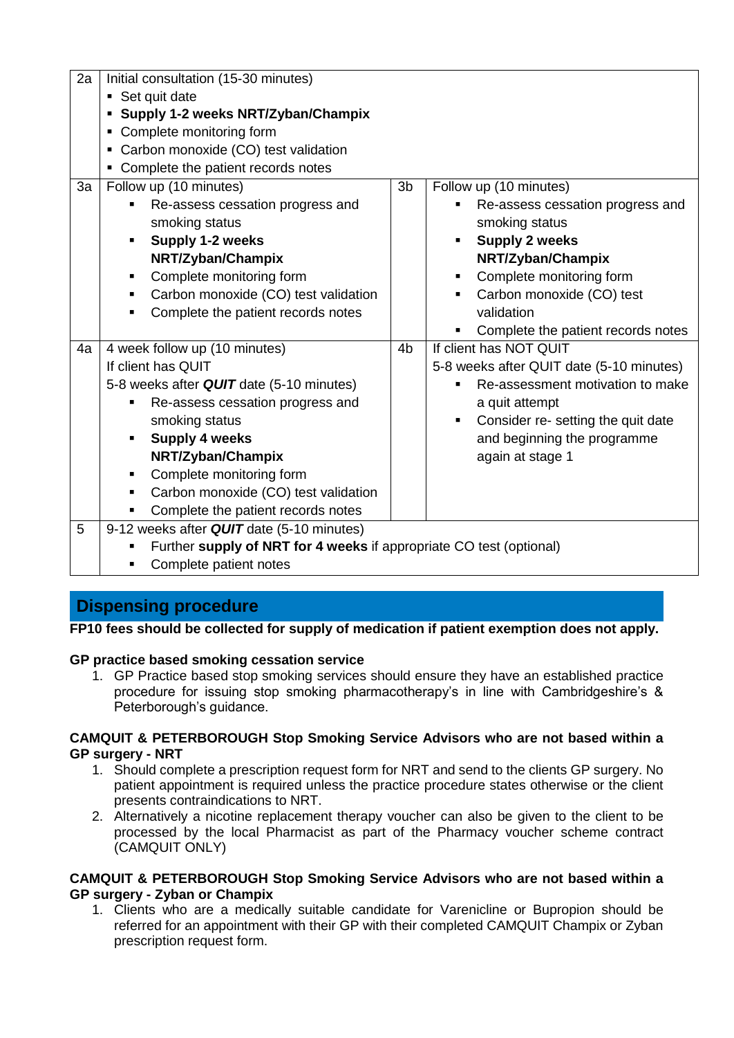| | | | |
|---|---|---|---|
| 2a | Initial consultation (15-30 minutes)<br>▪ Set quit date<br>▪ **Supply 1-2 weeks NRT/Zyban/Champix**<br>▪ Complete monitoring form<br>▪ Carbon monoxide (CO) test validation<br>▪ Complete the patient records notes | | |
| 3a | Follow up (10 minutes)<br>▪ Re-assess cessation progress and smoking status<br>▪ **Supply 1-2 weeks NRT/Zyban/Champix**<br>▪ Complete monitoring form<br>▪ Carbon monoxide (CO) test validation<br>▪ Complete the patient records notes | 3b | Follow up (10 minutes)<br>▪ Re-assess cessation progress and smoking status<br>▪ **Supply 2 weeks NRT/Zyban/Champix**<br>▪ Complete monitoring form<br>▪ Carbon monoxide (CO) test validation<br>▪ Complete the patient records notes |
| 4a | 4 week follow up (10 minutes)<br>If client has QUIT<br>5-8 weeks after ***QUIT*** date (5-10 minutes)<br>▪ Re-assess cessation progress and smoking status<br>▪ **Supply 4 weeks NRT/Zyban/Champix**<br>▪ Complete monitoring form<br>▪ Carbon monoxide (CO) test validation<br>▪ Complete the patient records notes | 4b | If client has NOT QUIT<br>5-8 weeks after QUIT date (5-10 minutes)<br>▪ Re-assessment motivation to make a quit attempt<br>▪ Consider re- setting the quit date and beginning the programme again at stage 1 |
| 5 | 9-12 weeks after ***QUIT*** date (5-10 minutes)<br>▪ Further **supply of NRT for 4 weeks** if appropriate CO test (optional)<br>▪ Complete patient notes | | |

## Dispensing procedure

**FP10 fees should be collected for supply of medication if patient exemption does not apply.**

**GP practice based smoking cessation service**

1. GP Practice based stop smoking services should ensure they have an established practice procedure for issuing stop smoking pharmacotherapy's in line with Cambridgeshire's & Peterborough's guidance.

**CAMQUIT & PETERBOROUGH Stop Smoking Service Advisors who are not based within a GP surgery - NRT**

1. Should complete a prescription request form for NRT and send to the clients GP surgery. No patient appointment is required unless the practice procedure states otherwise or the client presents contraindications to NRT.
2. Alternatively a nicotine replacement therapy voucher can also be given to the client to be processed by the local Pharmacist as part of the Pharmacy voucher scheme contract (CAMQUIT ONLY)

**CAMQUIT & PETERBOROUGH Stop Smoking Service Advisors who are not based within a GP surgery - Zyban or Champix**

1. Clients who are a medically suitable candidate for Varenicline or Bupropion should be referred for an appointment with their GP with their completed CAMQUIT Champix or Zyban prescription request form.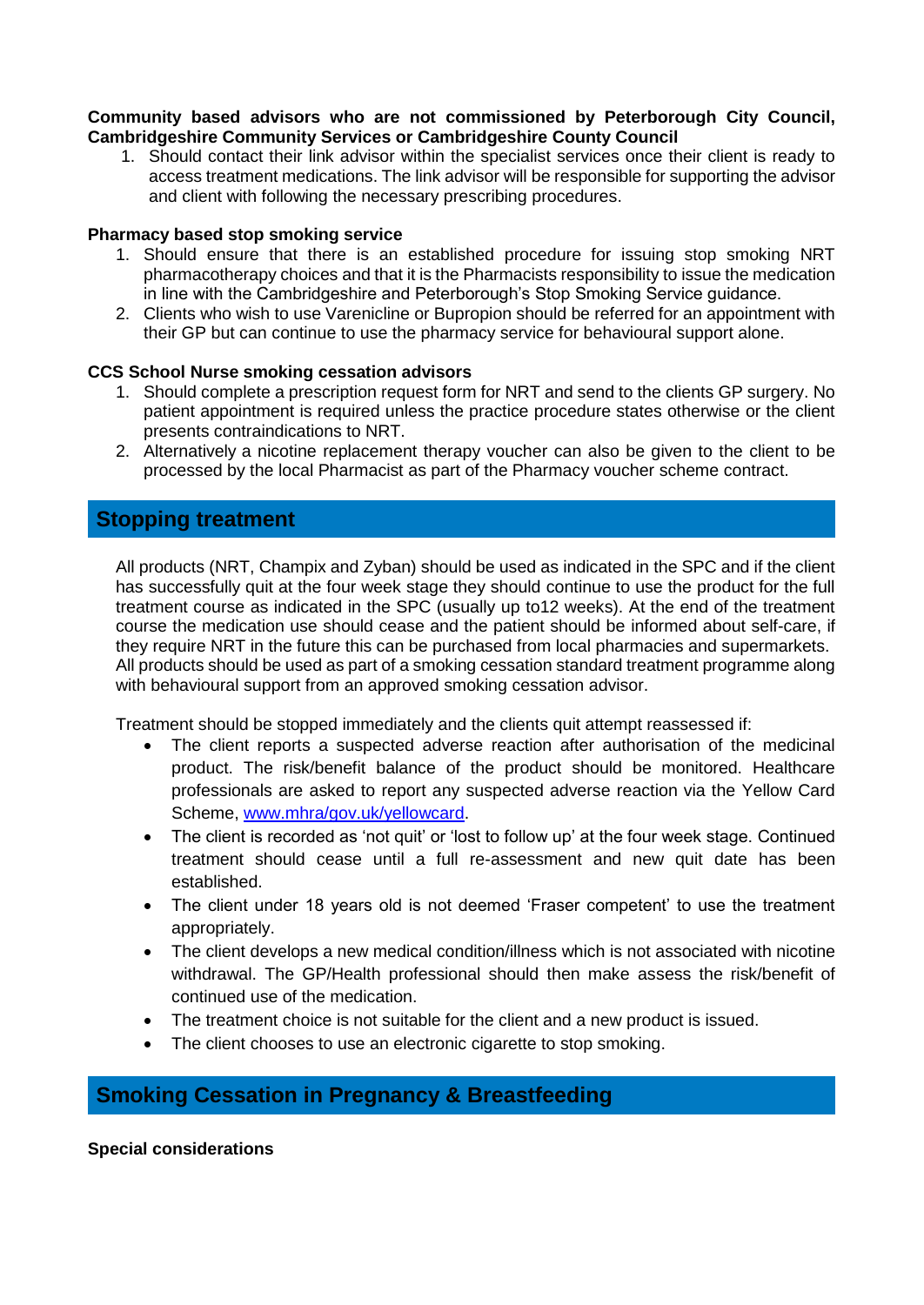**Community based advisors who are not commissioned by Peterborough City Council, Cambridgeshire Community Services or Cambridgeshire County Council**

1. Should contact their link advisor within the specialist services once their client is ready to access treatment medications. The link advisor will be responsible for supporting the advisor and client with following the necessary prescribing procedures.

**Pharmacy based stop smoking service**

1. Should ensure that there is an established procedure for issuing stop smoking NRT pharmacotherapy choices and that it is the Pharmacists responsibility to issue the medication in line with the Cambridgeshire and Peterborough's Stop Smoking Service guidance.
2. Clients who wish to use Varenicline or Bupropion should be referred for an appointment with their GP but can continue to use the pharmacy service for behavioural support alone.

**CCS School Nurse smoking cessation advisors**

1. Should complete a prescription request form for NRT and send to the clients GP surgery. No patient appointment is required unless the practice procedure states otherwise or the client presents contraindications to NRT.
2. Alternatively a nicotine replacement therapy voucher can also be given to the client to be processed by the local Pharmacist as part of the Pharmacy voucher scheme contract.

## Stopping treatment

All products (NRT, Champix and Zyban) should be used as indicated in the SPC and if the client has successfully quit at the four week stage they should continue to use the product for the full treatment course as indicated in the SPC (usually up to12 weeks). At the end of the treatment course the medication use should cease and the patient should be informed about self-care, if they require NRT in the future this can be purchased from local pharmacies and supermarkets. All products should be used as part of a smoking cessation standard treatment programme along with behavioural support from an approved smoking cessation advisor.

Treatment should be stopped immediately and the clients quit attempt reassessed if:

- The client reports a suspected adverse reaction after authorisation of the medicinal product. The risk/benefit balance of the product should be monitored. Healthcare professionals are asked to report any suspected adverse reaction via the Yellow Card Scheme, www.mhra/gov.uk/yellowcard.
- The client is recorded as 'not quit' or 'lost to follow up' at the four week stage. Continued treatment should cease until a full re-assessment and new quit date has been established.
- The client under 18 years old is not deemed 'Fraser competent' to use the treatment appropriately.
- The client develops a new medical condition/illness which is not associated with nicotine withdrawal. The GP/Health professional should then make assess the risk/benefit of continued use of the medication.
- The treatment choice is not suitable for the client and a new product is issued.
- The client chooses to use an electronic cigarette to stop smoking.

## Smoking Cessation in Pregnancy & Breastfeeding

**Special considerations**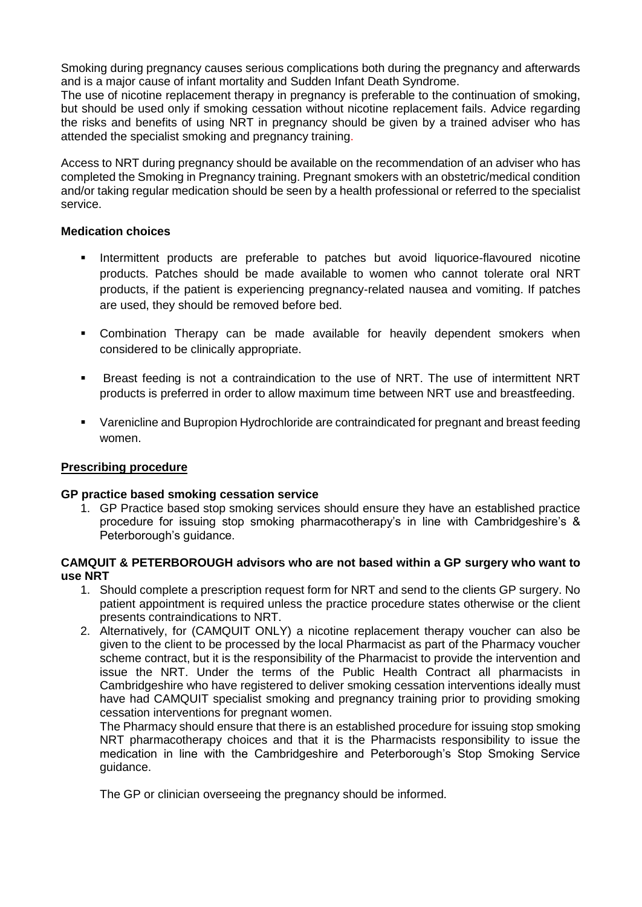Smoking during pregnancy causes serious complications both during the pregnancy and afterwards and is a major cause of infant mortality and Sudden Infant Death Syndrome.
The use of nicotine replacement therapy in pregnancy is preferable to the continuation of smoking, but should be used only if smoking cessation without nicotine replacement fails. Advice regarding the risks and benefits of using NRT in pregnancy should be given by a trained adviser who has attended the specialist smoking and pregnancy training.

Access to NRT during pregnancy should be available on the recommendation of an adviser who has completed the Smoking in Pregnancy training. Pregnant smokers with an obstetric/medical condition and/or taking regular medication should be seen by a health professional or referred to the specialist service.

**Medication choices**

- Intermittent products are preferable to patches but avoid liquorice-flavoured nicotine products. Patches should be made available to women who cannot tolerate oral NRT products, if the patient is experiencing pregnancy-related nausea and vomiting. If patches are used, they should be removed before bed.
- Combination Therapy can be made available for heavily dependent smokers when considered to be clinically appropriate.
- Breast feeding is not a contraindication to the use of NRT. The use of intermittent NRT products is preferred in order to allow maximum time between NRT use and breastfeeding.
- Varenicline and Bupropion Hydrochloride are contraindicated for pregnant and breast feeding women.

**Prescribing procedure**

**GP practice based smoking cessation service**

1. GP Practice based stop smoking services should ensure they have an established practice procedure for issuing stop smoking pharmacotherapy's in line with Cambridgeshire's & Peterborough's guidance.

**CAMQUIT & PETERBOROUGH advisors who are not based within a GP surgery who want to use NRT**

1. Should complete a prescription request form for NRT and send to the clients GP surgery. No patient appointment is required unless the practice procedure states otherwise or the client presents contraindications to NRT.
2. Alternatively, for (CAMQUIT ONLY) a nicotine replacement therapy voucher can also be given to the client to be processed by the local Pharmacist as part of the Pharmacy voucher scheme contract, but it is the responsibility of the Pharmacist to provide the intervention and issue the NRT. Under the terms of the Public Health Contract all pharmacists in Cambridgeshire who have registered to deliver smoking cessation interventions ideally must have had CAMQUIT specialist smoking and pregnancy training prior to providing smoking cessation interventions for pregnant women.
   The Pharmacy should ensure that there is an established procedure for issuing stop smoking NRT pharmacotherapy choices and that it is the Pharmacists responsibility to issue the medication in line with the Cambridgeshire and Peterborough's Stop Smoking Service guidance.

   The GP or clinician overseeing the pregnancy should be informed.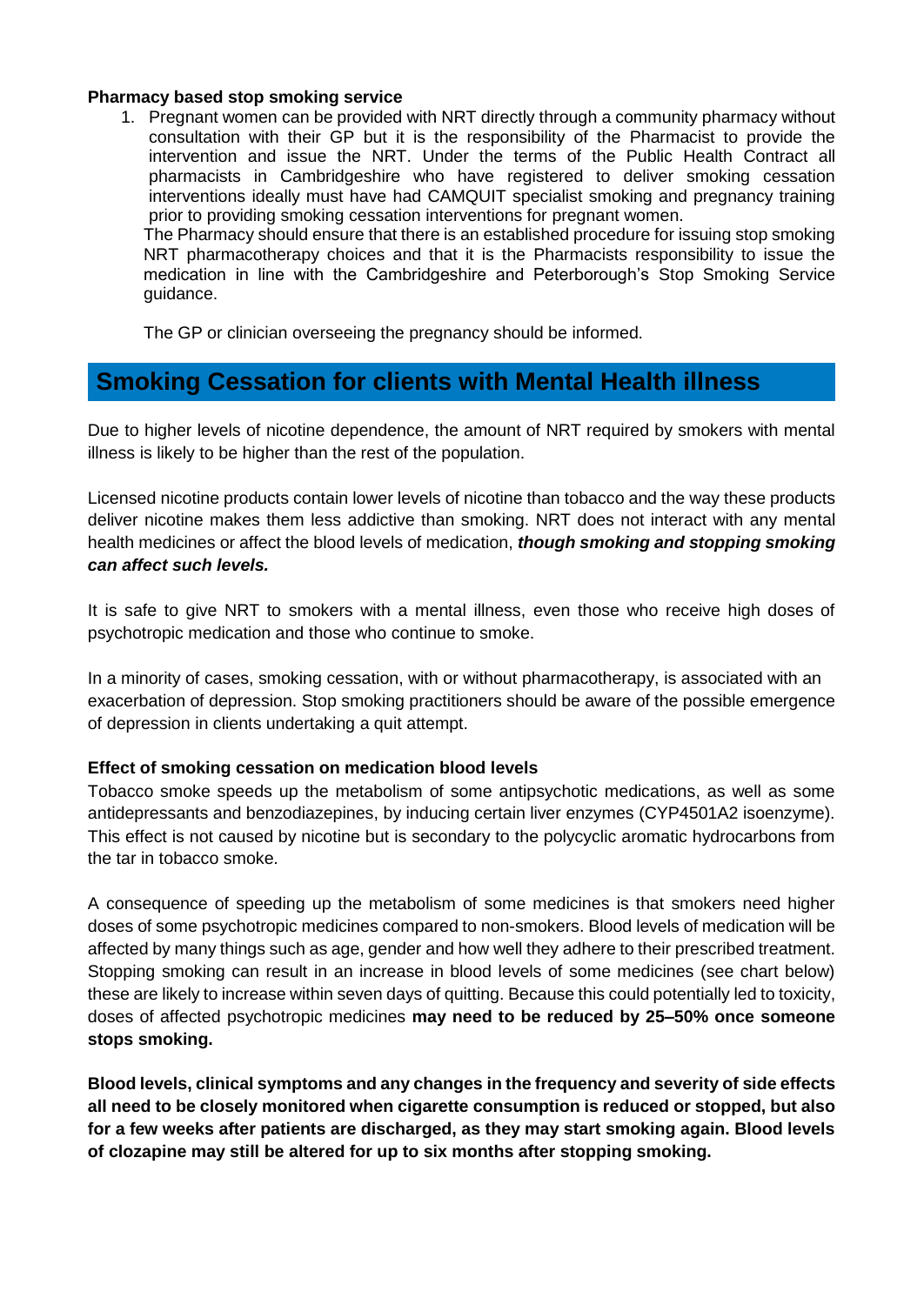**Pharmacy based stop smoking service**

1. Pregnant women can be provided with NRT directly through a community pharmacy without consultation with their GP but it is the responsibility of the Pharmacist to provide the intervention and issue the NRT. Under the terms of the Public Health Contract all pharmacists in Cambridgeshire who have registered to deliver smoking cessation interventions ideally must have had CAMQUIT specialist smoking and pregnancy training prior to providing smoking cessation interventions for pregnant women.

   The Pharmacy should ensure that there is an established procedure for issuing stop smoking NRT pharmacotherapy choices and that it is the Pharmacists responsibility to issue the medication in line with the Cambridgeshire and Peterborough's Stop Smoking Service guidance.

   The GP or clinician overseeing the pregnancy should be informed.

## Smoking Cessation for clients with Mental Health illness

Due to higher levels of nicotine dependence, the amount of NRT required by smokers with mental illness is likely to be higher than the rest of the population.

Licensed nicotine products contain lower levels of nicotine than tobacco and the way these products deliver nicotine makes them less addictive than smoking. NRT does not interact with any mental health medicines or affect the blood levels of medication, ***though smoking and stopping smoking can affect such levels.***

It is safe to give NRT to smokers with a mental illness, even those who receive high doses of psychotropic medication and those who continue to smoke.

In a minority of cases, smoking cessation, with or without pharmacotherapy, is associated with an exacerbation of depression. Stop smoking practitioners should be aware of the possible emergence of depression in clients undertaking a quit attempt.

**Effect of smoking cessation on medication blood levels**

Tobacco smoke speeds up the metabolism of some antipsychotic medications, as well as some antidepressants and benzodiazepines, by inducing certain liver enzymes (CYP4501A2 isoenzyme). This effect is not caused by nicotine but is secondary to the polycyclic aromatic hydrocarbons from the tar in tobacco smoke.

A consequence of speeding up the metabolism of some medicines is that smokers need higher doses of some psychotropic medicines compared to non-smokers. Blood levels of medication will be affected by many things such as age, gender and how well they adhere to their prescribed treatment. Stopping smoking can result in an increase in blood levels of some medicines (see chart below) these are likely to increase within seven days of quitting. Because this could potentially led to toxicity, doses of affected psychotropic medicines **may need to be reduced by 25–50% once someone stops smoking.**

**Blood levels, clinical symptoms and any changes in the frequency and severity of side effects all need to be closely monitored when cigarette consumption is reduced or stopped, but also for a few weeks after patients are discharged, as they may start smoking again. Blood levels of clozapine may still be altered for up to six months after stopping smoking.**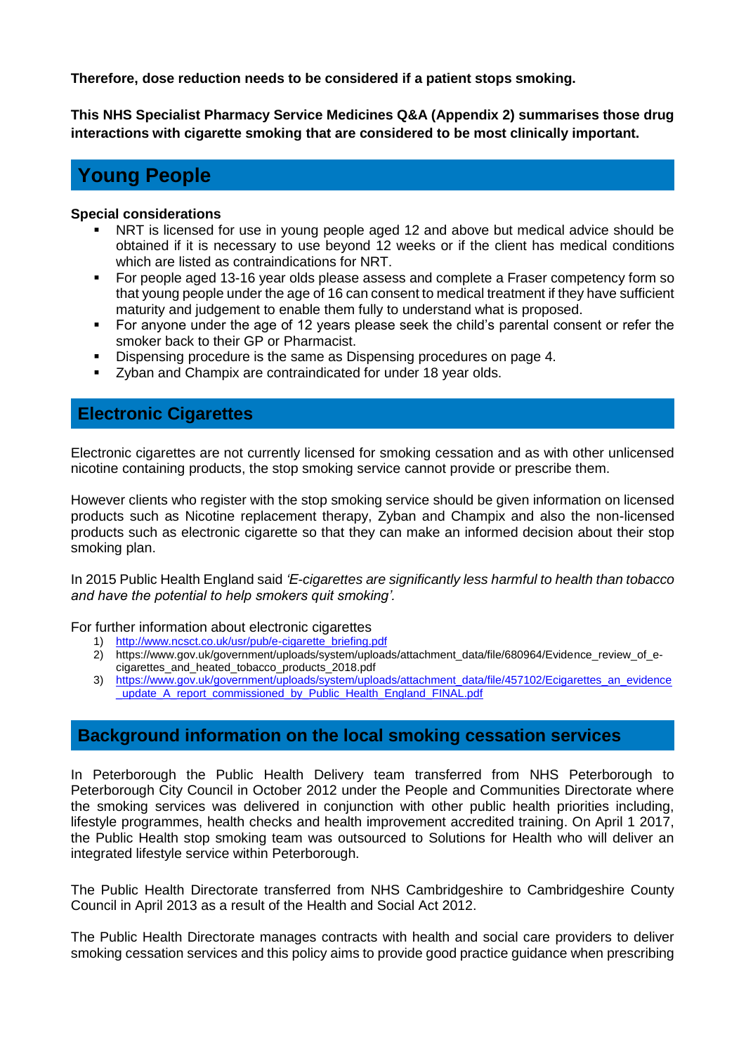**Therefore, dose reduction needs to be considered if a patient stops smoking.**

**This NHS Specialist Pharmacy Service Medicines Q&A (Appendix 2) summarises those drug interactions with cigarette smoking that are considered to be most clinically important.**

## Young People

**Special considerations**

- NRT is licensed for use in young people aged 12 and above but medical advice should be obtained if it is necessary to use beyond 12 weeks or if the client has medical conditions which are listed as contraindications for NRT.
- For people aged 13-16 year olds please assess and complete a Fraser competency form so that young people under the age of 16 can consent to medical treatment if they have sufficient maturity and judgement to enable them fully to understand what is proposed.
- For anyone under the age of 12 years please seek the child's parental consent or refer the smoker back to their GP or Pharmacist.
- Dispensing procedure is the same as Dispensing procedures on page 4.
- Zyban and Champix are contraindicated for under 18 year olds.

## Electronic Cigarettes

Electronic cigarettes are not currently licensed for smoking cessation and as with other unlicensed nicotine containing products, the stop smoking service cannot provide or prescribe them.

However clients who register with the stop smoking service should be given information on licensed products such as Nicotine replacement therapy, Zyban and Champix and also the non-licensed products such as electronic cigarette so that they can make an informed decision about their stop smoking plan.

In 2015 Public Health England said *'E-cigarettes are significantly less harmful to health than tobacco and have the potential to help smokers quit smoking'.*

For further information about electronic cigarettes

1) http://www.ncsct.co.uk/usr/pub/e-cigarette_briefing.pdf
2) https://www.gov.uk/government/uploads/system/uploads/attachment_data/file/680964/Evidence_review_of_e-cigarettes_and_heated_tobacco_products_2018.pdf
3) https://www.gov.uk/government/uploads/system/uploads/attachment_data/file/457102/Ecigarettes_an_evidence_update_A_report_commissioned_by_Public_Health_England_FINAL.pdf

## Background information on the local smoking cessation services

In Peterborough the Public Health Delivery team transferred from NHS Peterborough to Peterborough City Council in October 2012 under the People and Communities Directorate where the smoking services was delivered in conjunction with other public health priorities including, lifestyle programmes, health checks and health improvement accredited training. On April 1 2017, the Public Health stop smoking team was outsourced to Solutions for Health who will deliver an integrated lifestyle service within Peterborough.

The Public Health Directorate transferred from NHS Cambridgeshire to Cambridgeshire County Council in April 2013 as a result of the Health and Social Act 2012.

The Public Health Directorate manages contracts with health and social care providers to deliver smoking cessation services and this policy aims to provide good practice guidance when prescribing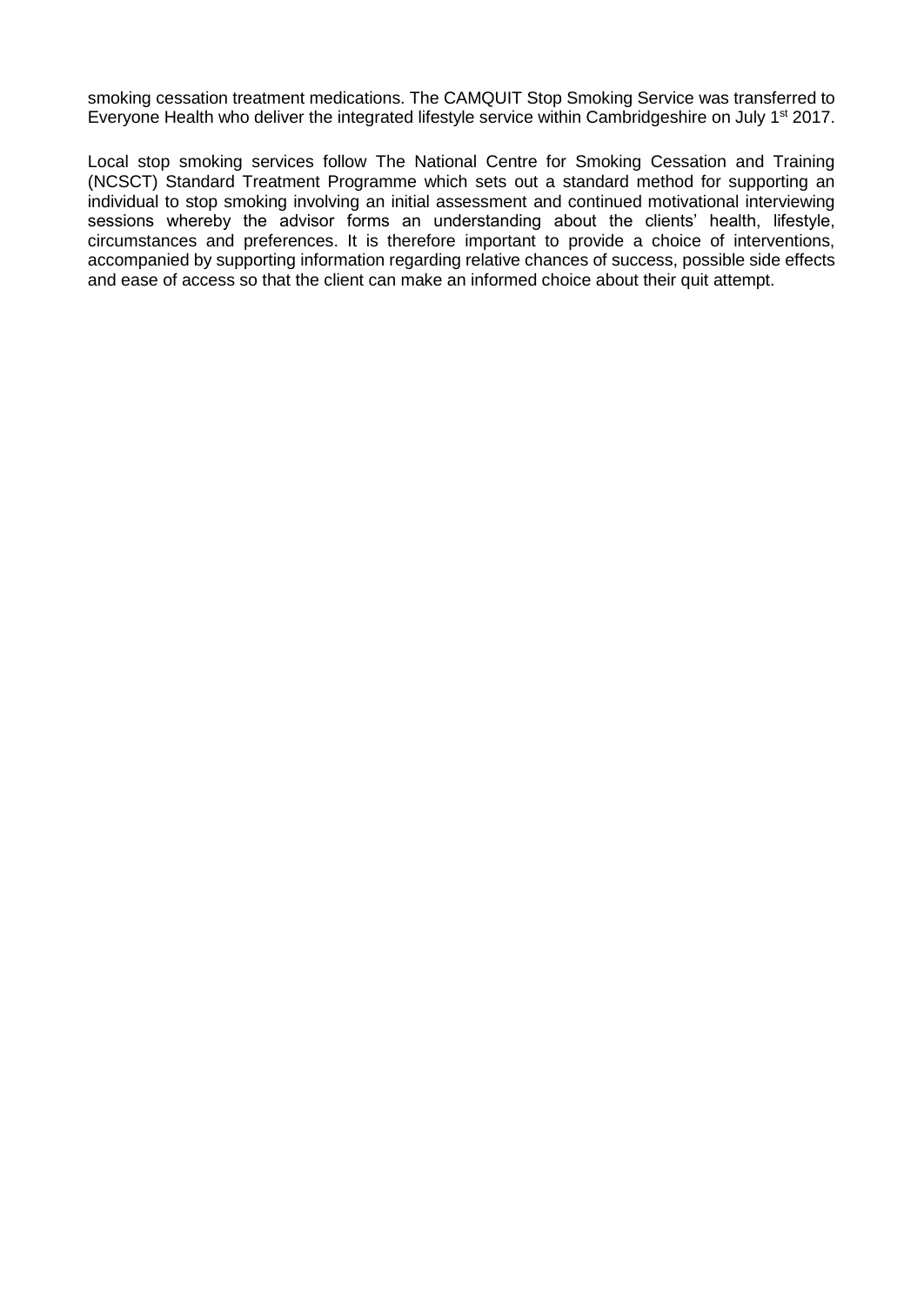smoking cessation treatment medications. The CAMQUIT Stop Smoking Service was transferred to Everyone Health who deliver the integrated lifestyle service within Cambridgeshire on July 1st 2017.

Local stop smoking services follow The National Centre for Smoking Cessation and Training (NCSCT) Standard Treatment Programme which sets out a standard method for supporting an individual to stop smoking involving an initial assessment and continued motivational interviewing sessions whereby the advisor forms an understanding about the clients' health, lifestyle, circumstances and preferences. It is therefore important to provide a choice of interventions, accompanied by supporting information regarding relative chances of success, possible side effects and ease of access so that the client can make an informed choice about their quit attempt.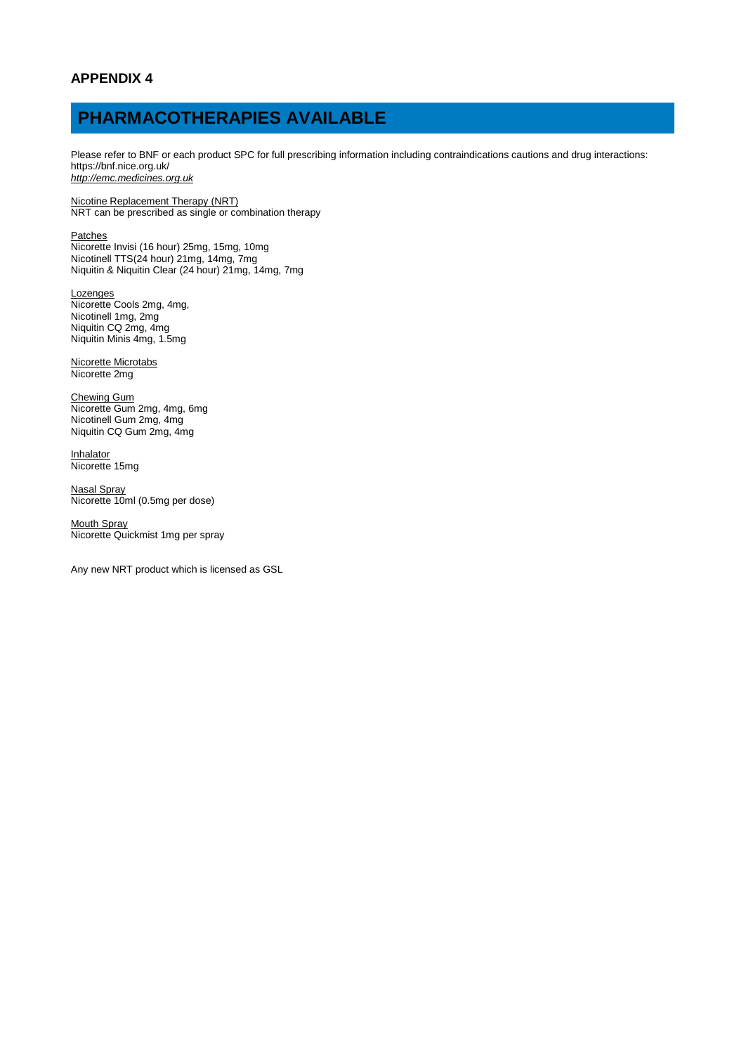## APPENDIX 4

# PHARMACOTHERAPIES AVAILABLE

Please refer to BNF or each product SPC for full prescribing information including contraindications cautions and drug interactions:
https://bnf.nice.org.uk/
*http://emc.medicines.org.uk*

Nicotine Replacement Therapy (NRT)
NRT can be prescribed as single or combination therapy

Patches
Nicorette Invisi (16 hour) 25mg, 15mg, 10mg
Nicotinell TTS(24 hour) 21mg, 14mg, 7mg
Niquitin & Niquitin Clear (24 hour) 21mg, 14mg, 7mg

Lozenges
Nicorette Cools 2mg, 4mg,
Nicotinell 1mg, 2mg
Niquitin CQ 2mg, 4mg
Niquitin Minis 4mg, 1.5mg

Nicorette Microtabs
Nicorette 2mg

Chewing Gum
Nicorette Gum 2mg, 4mg, 6mg
Nicotinell Gum 2mg, 4mg
Niquitin CQ Gum 2mg, 4mg

Inhalator
Nicorette 15mg

Nasal Spray
Nicorette 10ml (0.5mg per dose)

Mouth Spray
Nicorette Quickmist 1mg per spray

Any new NRT product which is licensed as GSL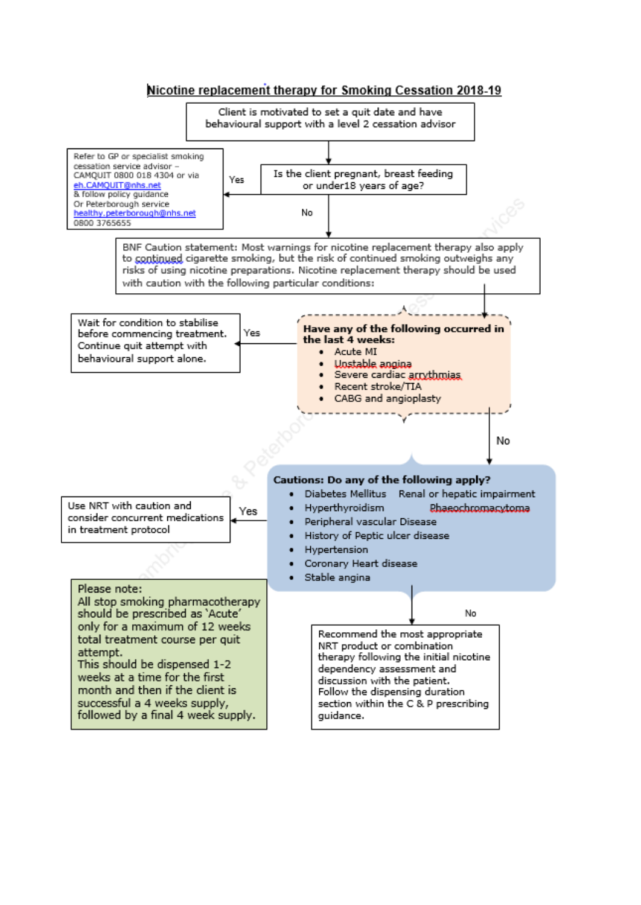# Nicotine replacement therapy for Smoking Cessation 2018-19

Client is motivated to set a quit date and have behavioural support with a level 2 cessation advisor

Is the client pregnant, breast feeding or under18 years of age?

**Yes:** Refer to GP or specialist smoking cessation service advisor – CAMQUIT 0800 018 4304 or via eh.CAMQUIT@nhs.net & follow policy guidance Or Peterborough service healthy.peterborough@nhs.net 0800 3765655

**No:**

BNF Caution statement: Most warnings for nicotine replacement therapy also apply to continued cigarette smoking, but the risk of continued smoking outweighs any risks of using nicotine preparations. Nicotine replacement therapy should be used with caution with the following particular conditions:

**Have any of the following occurred in the last 4 weeks:**

- Acute MI
- Unstable angina
- Severe cardiac arrythmias
- Recent stroke/TIA
- CABG and angioplasty

**Yes:** Wait for condition to stabilise before commencing treatment. Continue quit attempt with behavioural support alone.

**No:**

**Cautions: Do any of the following apply?**

- Diabetes Mellitus
- Renal or hepatic impairment
- Hyperthyroidism
- Phaeochromacytoma
- Peripheral vascular Disease
- History of Peptic ulcer disease
- Hypertension
- Coronary Heart disease
- Stable angina

**Yes:** Use NRT with caution and consider concurrent medications in treatment protocol

**No:** Recommend the most appropriate NRT product or combination therapy following the initial nicotine dependency assessment and discussion with the patient. Follow the dispensing duration section within the C & P prescribing guidance.

Please note:
All stop smoking pharmacotherapy should be prescribed as 'Acute' only for a maximum of 12 weeks total treatment course per quit attempt.
This should be dispensed 1-2 weeks at a time for the first month and then if the client is successful a 4 weeks supply, followed by a final 4 week supply.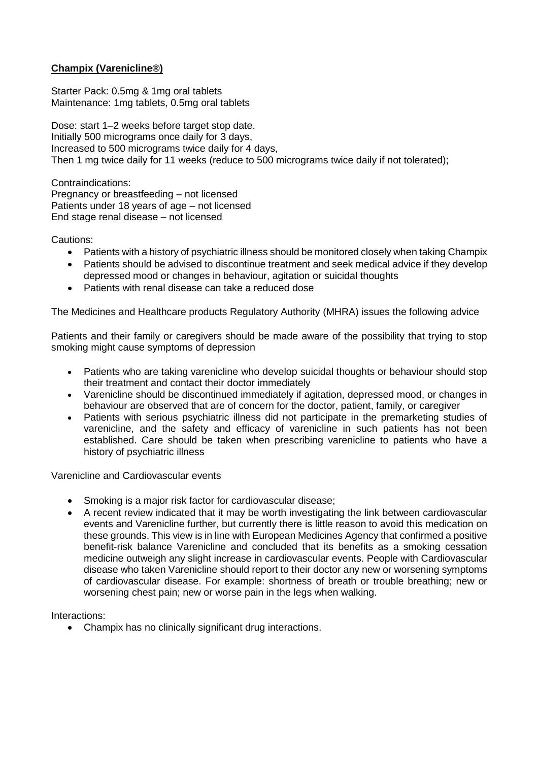**Champix (Varenicline®)**

Starter Pack: 0.5mg & 1mg oral tablets
Maintenance: 1mg tablets, 0.5mg oral tablets

Dose: start 1–2 weeks before target stop date.
Initially 500 micrograms once daily for 3 days,
Increased to 500 micrograms twice daily for 4 days,
Then 1 mg twice daily for 11 weeks (reduce to 500 micrograms twice daily if not tolerated);

Contraindications:
Pregnancy or breastfeeding – not licensed
Patients under 18 years of age – not licensed
End stage renal disease – not licensed

Cautions:

- Patients with a history of psychiatric illness should be monitored closely when taking Champix
- Patients should be advised to discontinue treatment and seek medical advice if they develop depressed mood or changes in behaviour, agitation or suicidal thoughts
- Patients with renal disease can take a reduced dose

The Medicines and Healthcare products Regulatory Authority (MHRA) issues the following advice

Patients and their family or caregivers should be made aware of the possibility that trying to stop smoking might cause symptoms of depression

- Patients who are taking varenicline who develop suicidal thoughts or behaviour should stop their treatment and contact their doctor immediately
- Varenicline should be discontinued immediately if agitation, depressed mood, or changes in behaviour are observed that are of concern for the doctor, patient, family, or caregiver
- Patients with serious psychiatric illness did not participate in the premarketing studies of varenicline, and the safety and efficacy of varenicline in such patients has not been established. Care should be taken when prescribing varenicline to patients who have a history of psychiatric illness

Varenicline and Cardiovascular events

- Smoking is a major risk factor for cardiovascular disease;
- A recent review indicated that it may be worth investigating the link between cardiovascular events and Varenicline further, but currently there is little reason to avoid this medication on these grounds. This view is in line with European Medicines Agency that confirmed a positive benefit-risk balance Varenicline and concluded that its benefits as a smoking cessation medicine outweigh any slight increase in cardiovascular events. People with Cardiovascular disease who taken Varenicline should report to their doctor any new or worsening symptoms of cardiovascular disease. For example: shortness of breath or trouble breathing; new or worsening chest pain; new or worse pain in the legs when walking.

Interactions:

- Champix has no clinically significant drug interactions.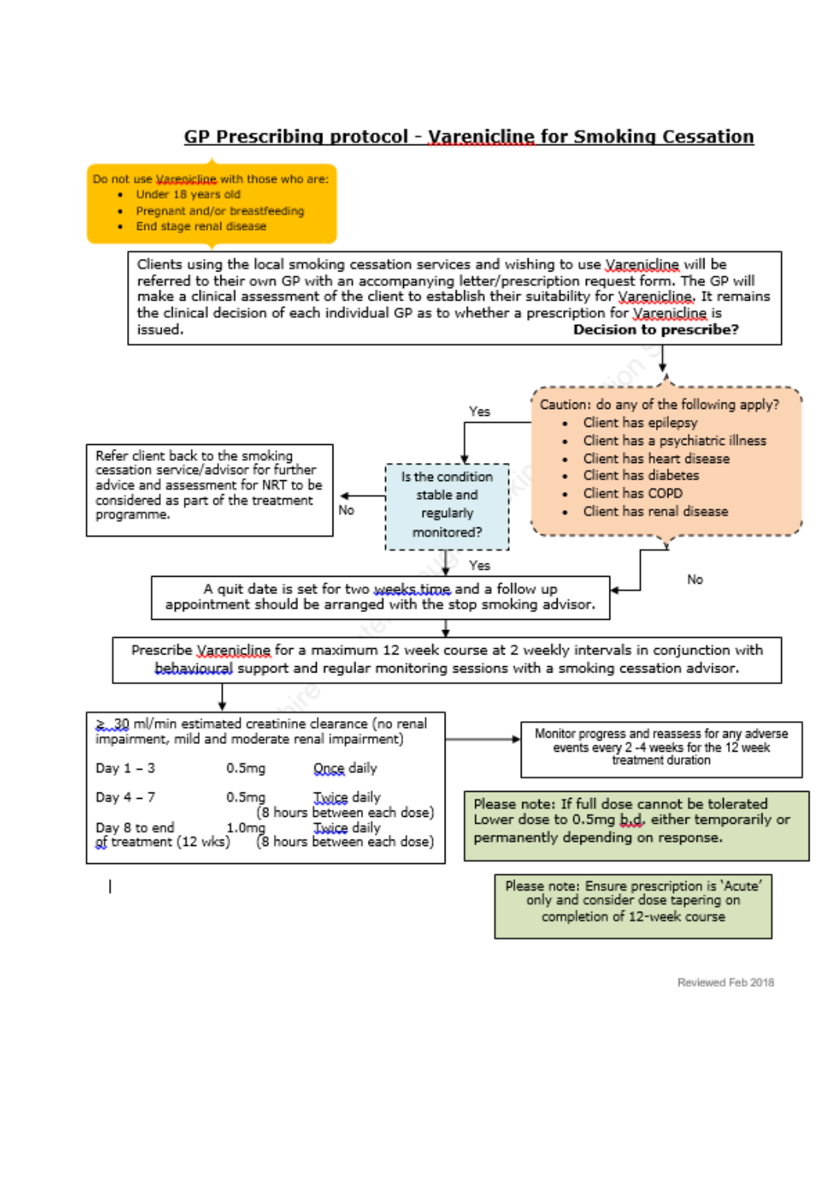# GP Prescribing protocol - Varenicline for Smoking Cessation

Do not use Varenicline with those who are:

- Under 18 years old
- Pregnant and/or breastfeeding
- End stage renal disease

Clients using the local smoking cessation services and wishing to use Varenicline will be referred to their own GP with an accompanying letter/prescription request form. The GP will make a clinical assessment of the client to establish their suitability for Varenicline. It remains the clinical decision of each individual GP as to whether a prescription for Varenicline is issued. **Decision to prescribe?**

Caution: do any of the following apply?

- Client has epilepsy
- Client has a psychiatric illness
- Client has heart disease
- Client has diabetes
- Client has COPD
- Client has renal disease

Yes → Is the condition stable and regularly monitored?

No → Refer client back to the smoking cessation service/advisor for further advice and assessment for NRT to be considered as part of the treatment programme.

Yes (condition stable) / No (caution does not apply) → A quit date is set for two weeks time and a follow up appointment should be arranged with the stop smoking advisor.

Prescribe Varenicline for a maximum 12 week course at 2 weekly intervals in conjunction with behavioural support and regular monitoring sessions with a smoking cessation advisor.

≥ 30 ml/min estimated creatinine clearance (no renal impairment, mild and moderate renal impairment)

| | | |
|---|---|---|
| Day 1 – 3 | 0.5mg | Once daily |
| Day 4 – 7 | 0.5mg | Twice daily (8 hours between each dose) |
| Day 8 to end of treatment (12 wks) | 1.0mg | Twice daily (8 hours between each dose) |

Monitor progress and reassess for any adverse events every 2 -4 weeks for the 12 week treatment duration

Please note: If full dose cannot be tolerated Lower dose to 0.5mg b.d. either temporarily or permanently depending on response.

Please note: Ensure prescription is 'Acute' only and consider dose tapering on completion of 12-week course

Reviewed Feb 2018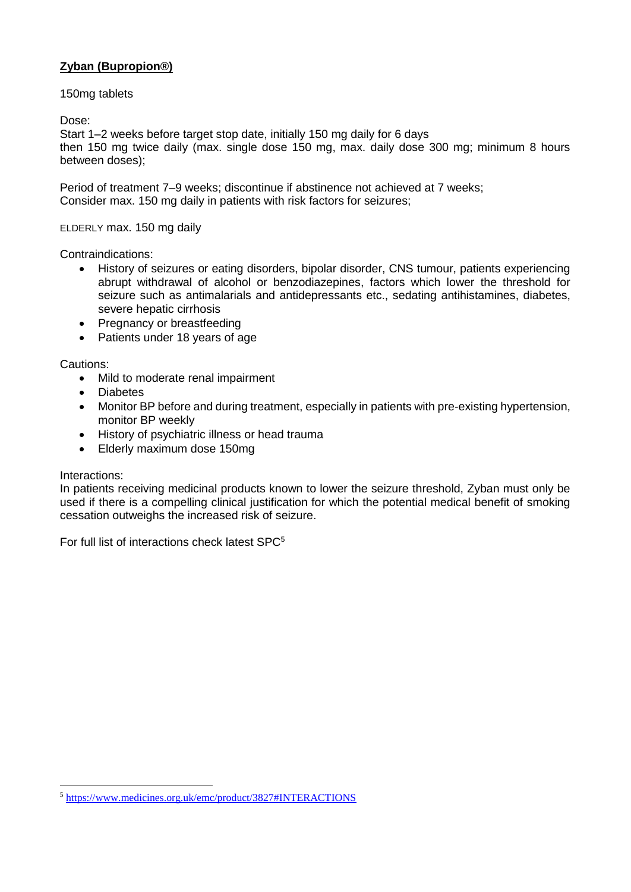**Zyban (Bupropion®)**

150mg tablets

Dose:
Start 1–2 weeks before target stop date, initially 150 mg daily for 6 days
then 150 mg twice daily (max. single dose 150 mg, max. daily dose 300 mg; minimum 8 hours between doses);

Period of treatment 7–9 weeks; discontinue if abstinence not achieved at 7 weeks;
Consider max. 150 mg daily in patients with risk factors for seizures;

ELDERLY max. 150 mg daily

Contraindications:

- History of seizures or eating disorders, bipolar disorder, CNS tumour, patients experiencing abrupt withdrawal of alcohol or benzodiazepines, factors which lower the threshold for seizure such as antimalarials and antidepressants etc., sedating antihistamines, diabetes, severe hepatic cirrhosis
- Pregnancy or breastfeeding
- Patients under 18 years of age

Cautions:

- Mild to moderate renal impairment
- Diabetes
- Monitor BP before and during treatment, especially in patients with pre-existing hypertension, monitor BP weekly
- History of psychiatric illness or head trauma
- Elderly maximum dose 150mg

Interactions:
In patients receiving medicinal products known to lower the seizure threshold, Zyban must only be used if there is a compelling clinical justification for which the potential medical benefit of smoking cessation outweighs the increased risk of seizure.

For full list of interactions check latest SPC[5]

[5] https://www.medicines.org.uk/emc/product/3827#INTERACTIONS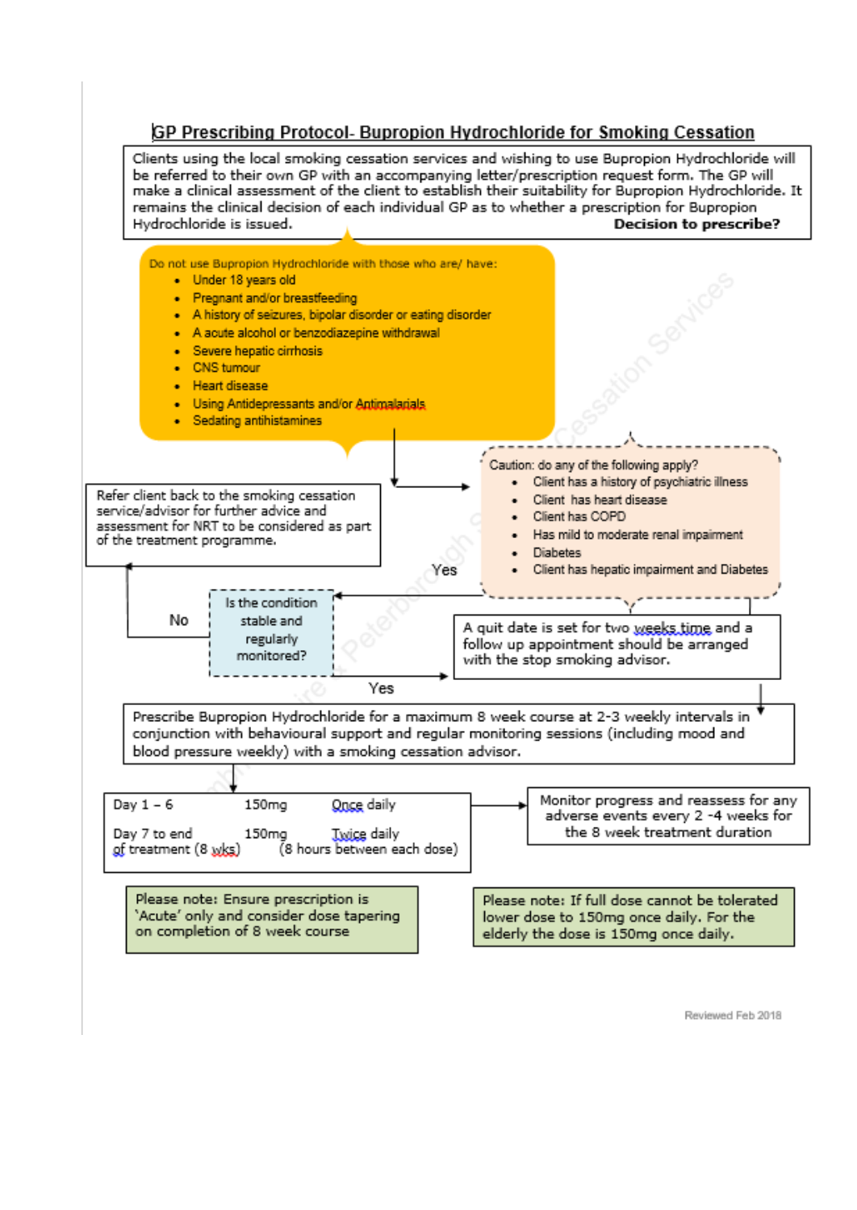# GP Prescribing Protocol- Bupropion Hydrochloride for Smoking Cessation

Clients using the local smoking cessation services and wishing to use Bupropion Hydrochloride will be referred to their own GP with an accompanying letter/prescription request form. The GP will make a clinical assessment of the client to establish their suitability for Bupropion Hydrochloride. It remains the clinical decision of each individual GP as to whether a prescription for Bupropion Hydrochloride is issued. **Decision to prescribe?**

Do not use Bupropion Hydrochloride with those who are/ have:

- Under 18 years old
- Pregnant and/or breastfeeding
- A history of seizures, bipolar disorder or eating disorder
- A acute alcohol or benzodiazepine withdrawal
- Severe hepatic cirrhosis
- CNS tumour
- Heart disease
- Using Antidepressants and/or Antimalarials
- Sedating antihistamines

Caution: do any of the following apply?

- Client has a history of psychiatric illness
- Client has heart disease
- Client has COPD
- Has mild to moderate renal impairment
- Diabetes
- Client has hepatic impairment and Diabetes

Yes → Is the condition stable and regularly monitored?

No → Refer client back to the smoking cessation service/advisor for further advice and assessment for NRT to be considered as part of the treatment programme.

Yes → A quit date is set for two weeks time and a follow up appointment should be arranged with the stop smoking advisor.

Prescribe Bupropion Hydrochloride for a maximum 8 week course at 2-3 weekly intervals in conjunction with behavioural support and regular monitoring sessions (including mood and blood pressure weekly) with a smoking cessation advisor.

| | | |
|---|---|---|
| Day 1 – 6 | 150mg | Once daily |
| Day 7 to end of treatment (8 wks) | 150mg | Twice daily (8 hours between each dose) |

Monitor progress and reassess for any adverse events every 2 -4 weeks for the 8 week treatment duration

Please note: Ensure prescription is 'Acute' only and consider dose tapering on completion of 8 week course

Please note: If full dose cannot be tolerated lower dose to 150mg once daily. For the elderly the dose is 150mg once daily.

Reviewed Feb 2018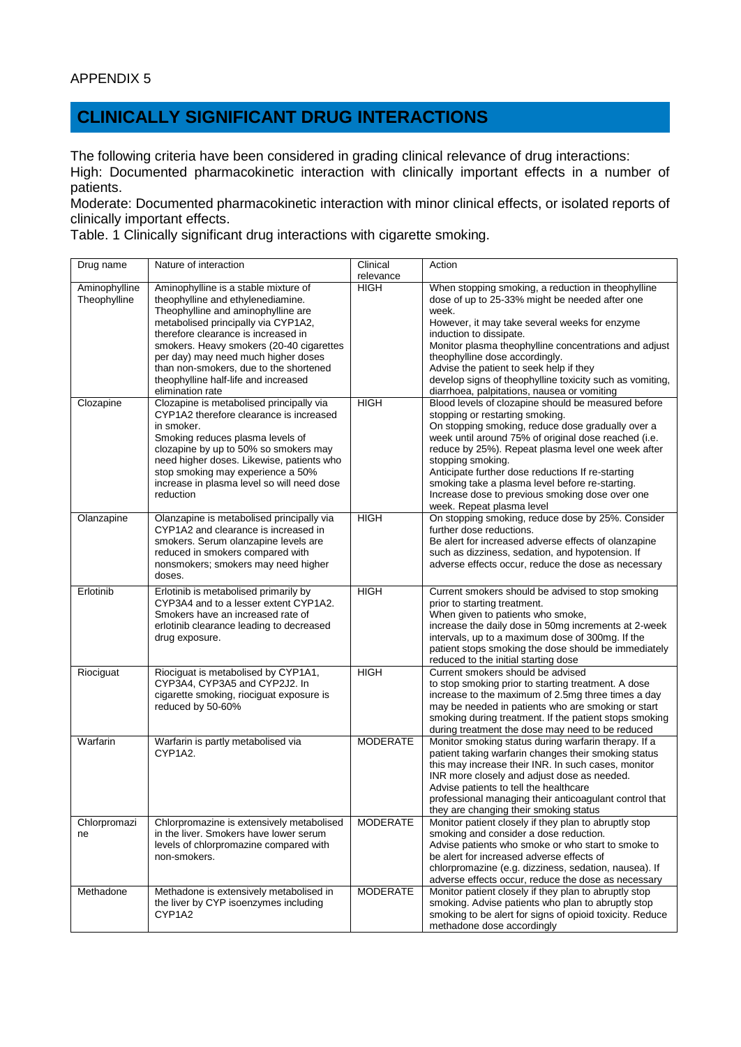APPENDIX 5

## CLINICALLY SIGNIFICANT DRUG INTERACTIONS

The following criteria have been considered in grading clinical relevance of drug interactions:

High: Documented pharmacokinetic interaction with clinically important effects in a number of patients.

Moderate: Documented pharmacokinetic interaction with minor clinical effects, or isolated reports of clinically important effects.

Table. 1 Clinically significant drug interactions with cigarette smoking.

| Drug name | Nature of interaction | Clinical relevance | Action |
|---|---|---|---|
| Aminophylline Theophylline | Aminophylline is a stable mixture of theophylline and ethylenediamine. Theophylline and aminophylline are metabolised principally via CYP1A2, therefore clearance is increased in smokers. Heavy smokers (20-40 cigarettes per day) may need much higher doses than non-smokers, due to the shortened theophylline half-life and increased elimination rate | HIGH | When stopping smoking, a reduction in theophylline dose of up to 25-33% might be needed after one week. However, it may take several weeks for enzyme induction to dissipate. Monitor plasma theophylline concentrations and adjust theophylline dose accordingly. Advise the patient to seek help if they develop signs of theophylline toxicity such as vomiting, diarrhoea, palpitations, nausea or vomiting |
| Clozapine | Clozapine is metabolised principally via CYP1A2 therefore clearance is increased in smoker. Smoking reduces plasma levels of clozapine by up to 50% so smokers may need higher doses. Likewise, patients who stop smoking may experience a 50% increase in plasma level so will need dose reduction | HIGH | Blood levels of clozapine should be measured before stopping or restarting smoking. On stopping smoking, reduce dose gradually over a week until around 75% of original dose reached (i.e. reduce by 25%). Repeat plasma level one week after stopping smoking. Anticipate further dose reductions If re-starting smoking take a plasma level before re-starting. Increase dose to previous smoking dose over one week. Repeat plasma level |
| Olanzapine | Olanzapine is metabolised principally via CYP1A2 and clearance is increased in smokers. Serum olanzapine levels are reduced in smokers compared with nonsmokers; smokers may need higher doses. | HIGH | On stopping smoking, reduce dose by 25%. Consider further dose reductions. Be alert for increased adverse effects of olanzapine such as dizziness, sedation, and hypotension. If adverse effects occur, reduce the dose as necessary |
| Erlotinib | Erlotinib is metabolised primarily by CYP3A4 and to a lesser extent CYP1A2. Smokers have an increased rate of erlotinib clearance leading to decreased drug exposure. | HIGH | Current smokers should be advised to stop smoking prior to starting treatment. When given to patients who smoke, increase the daily dose in 50mg increments at 2-week intervals, up to a maximum dose of 300mg. If the patient stops smoking the dose should be immediately reduced to the initial starting dose |
| Riociguat | Riociguat is metabolised by CYP1A1, CYP3A4, CYP3A5 and CYP2J2. In cigarette smoking, riociguat exposure is reduced by 50-60% | HIGH | Current smokers should be advised to stop smoking prior to starting treatment. A dose increase to the maximum of 2.5mg three times a day may be needed in patients who are smoking or start smoking during treatment. If the patient stops smoking during treatment the dose may need to be reduced |
| Warfarin | Warfarin is partly metabolised via CYP1A2. | MODERATE | Monitor smoking status during warfarin therapy. If a patient taking warfarin changes their smoking status this may increase their INR. In such cases, monitor INR more closely and adjust dose as needed. Advise patients to tell the healthcare professional managing their anticoagulant control that they are changing their smoking status |
| Chlorpromazine | Chlorpromazine is extensively metabolised in the liver. Smokers have lower serum levels of chlorpromazine compared with non-smokers. | MODERATE | Monitor patient closely if they plan to abruptly stop smoking and consider a dose reduction. Advise patients who smoke or who start to smoke to be alert for increased adverse effects of chlorpromazine (e.g. dizziness, sedation, nausea). If adverse effects occur, reduce the dose as necessary |
| Methadone | Methadone is extensively metabolised in the liver by CYP isoenzymes including CYP1A2 | MODERATE | Monitor patient closely if they plan to abruptly stop smoking. Advise patients who plan to abruptly stop smoking to be alert for signs of opioid toxicity. Reduce methadone dose accordingly |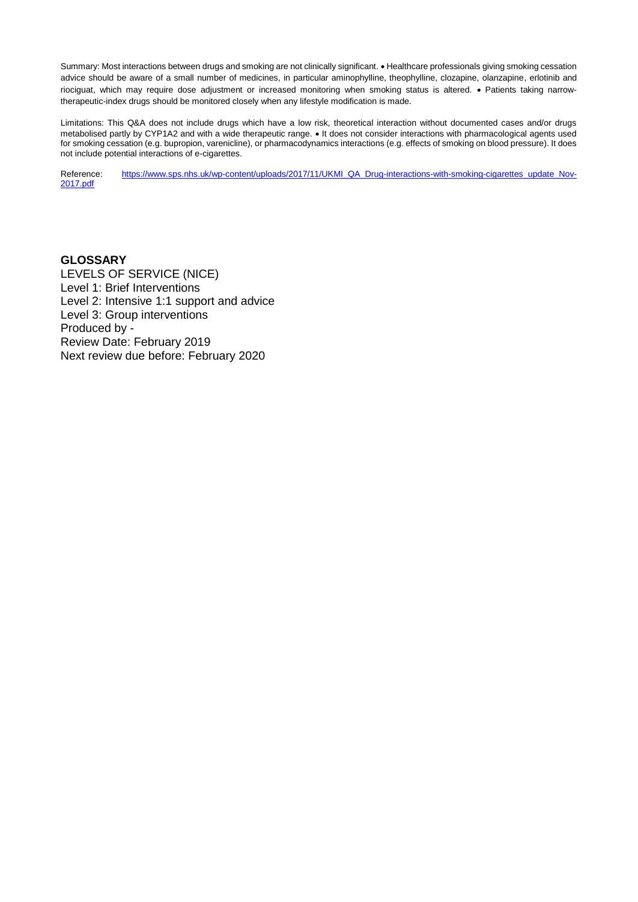Summary: Most interactions between drugs and smoking are not clinically significant. • Healthcare professionals giving smoking cessation advice should be aware of a small number of medicines, in particular aminophylline, theophylline, clozapine, olanzapine, erlotinib and riociguat, which may require dose adjustment or increased monitoring when smoking status is altered. • Patients taking narrow-therapeutic-index drugs should be monitored closely when any lifestyle modification is made.

Limitations: This Q&A does not include drugs which have a low risk, theoretical interaction without documented cases and/or drugs metabolised partly by CYP1A2 and with a wide therapeutic range. • It does not consider interactions with pharmacological agents used for smoking cessation (e.g. bupropion, varenicline), or pharmacodynamics interactions (e.g. effects of smoking on blood pressure). It does not include potential interactions of e-cigarettes.

Reference: [https://www.sps.nhs.uk/wp-content/uploads/2017/11/UKMI_QA_Drug-interactions-with-smoking-cigarettes_update_Nov-2017.pdf](https://www.sps.nhs.uk/wp-content/uploads/2017/11/UKMI_QA_Drug-interactions-with-smoking-cigarettes_update_Nov-2017.pdf)

**GLOSSARY**

LEVELS OF SERVICE (NICE)

Level 1: Brief Interventions

Level 2: Intensive 1:1 support and advice

Level 3: Group interventions

Produced by -

Review Date: February 2019

Next review due before: February 2020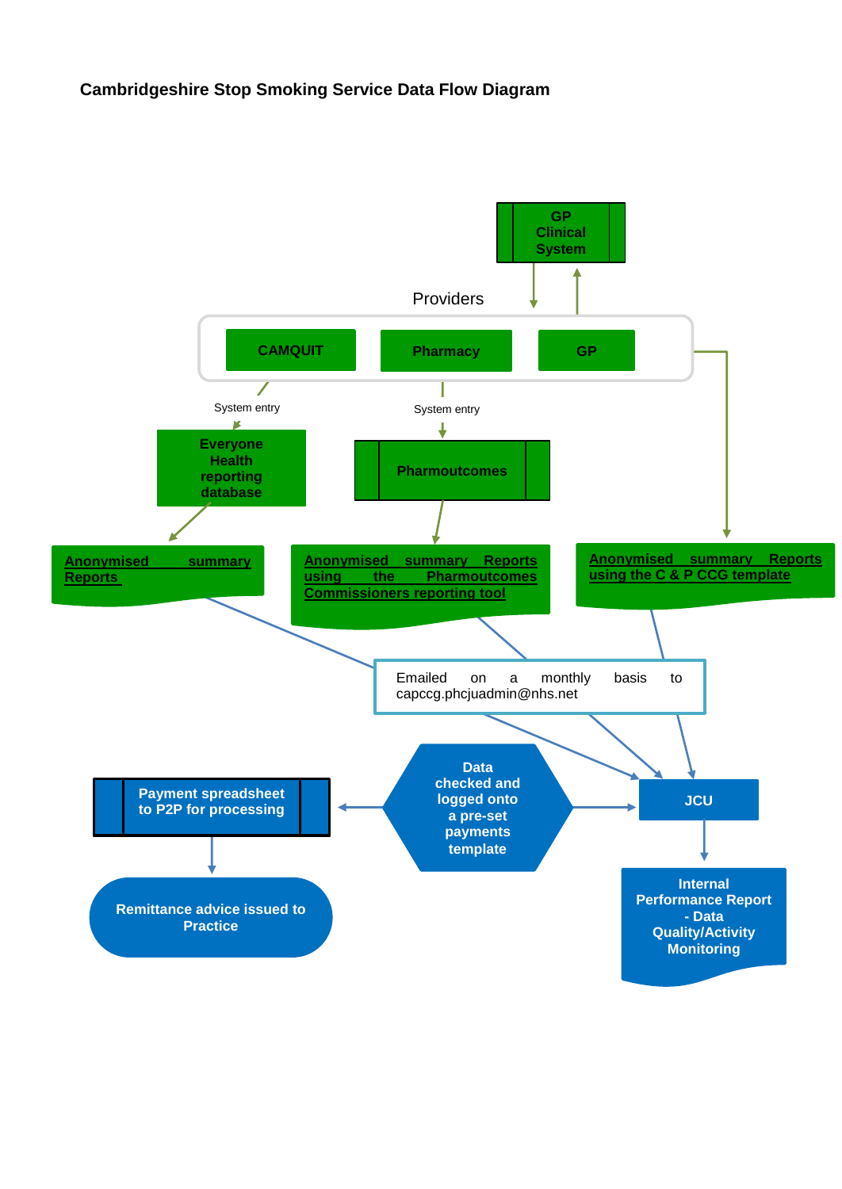**Cambridgeshire Stop Smoking Service Data Flow Diagram**

GP Clinical System

Providers

CAMQUIT

Pharmacy

GP

System entry

System entry

Everyone Health reporting database

Pharmoutcomes

Anonymised summary Reports

Anonymised summary Reports using the Pharmoutcomes Commissioners reporting tool

Anonymised summary Reports using the C & P CCG template

Emailed on a monthly basis to capccg.phcjuadmin@nhs.net

Payment spreadsheet to P2P for processing

Data checked and logged onto a pre-set payments template

JCU

Remittance advice issued to Practice

Internal Performance Report - Data Quality/Activity Monitoring